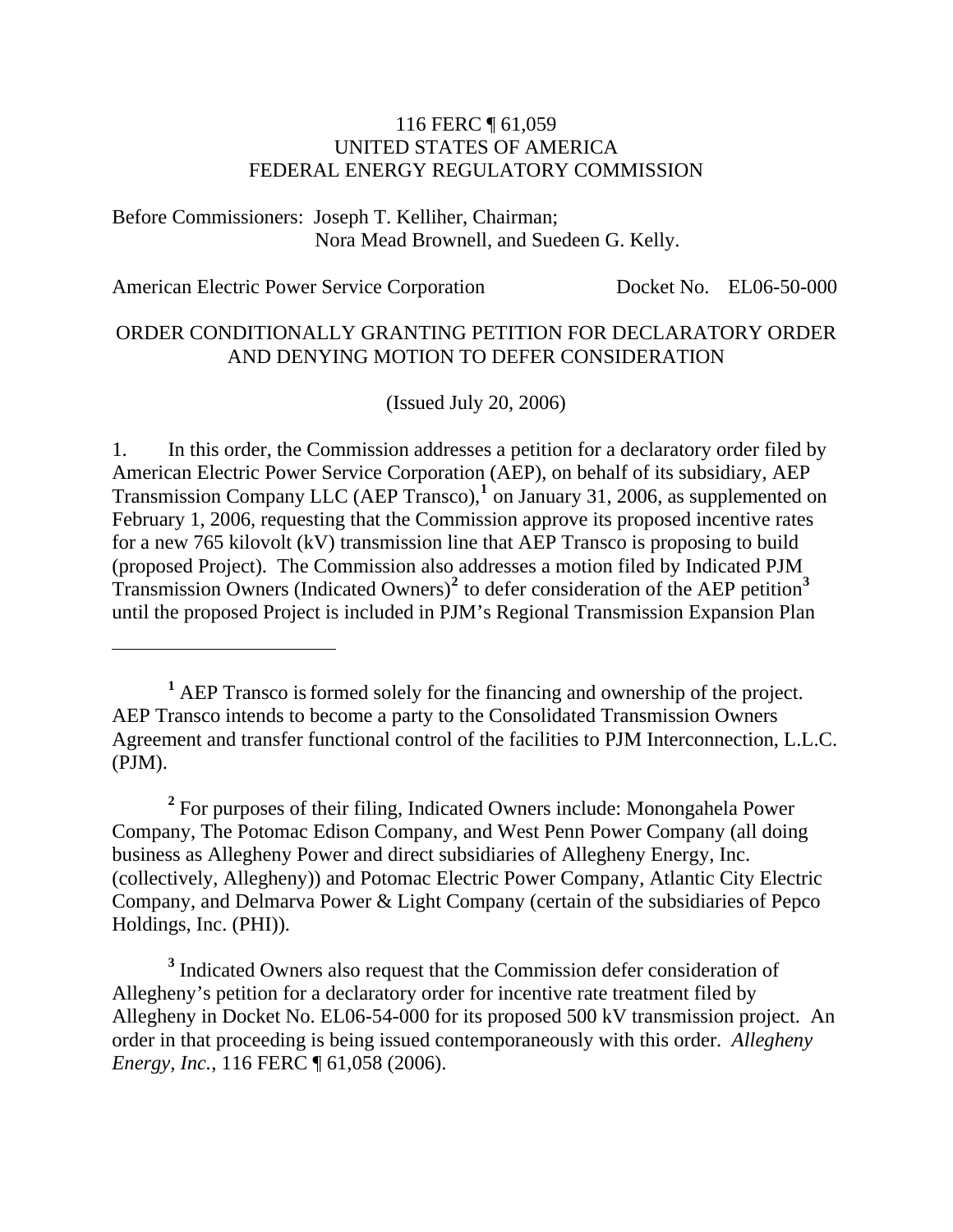116 FERC ¶ 61,059
UNITED STATES OF AMERICA
FEDERAL ENERGY REGULATORY COMMISSION

Before Commissioners: Joseph T. Kelliher, Chairman;
Nora Mead Brownell, and Suedeen G. Kelly.

American Electric Power Service Corporation Docket No. EL06-50-000

ORDER CONDITIONALLY GRANTING PETITION FOR DECLARATORY ORDER AND DENYING MOTION TO DEFER CONSIDERATION

(Issued July 20, 2006)

1. In this order, the Commission addresses a petition for a declaratory order filed by American Electric Power Service Corporation (AEP), on behalf of its subsidiary, AEP Transmission Company LLC (AEP Transco),[1] on January 31, 2006, as supplemented on February 1, 2006, requesting that the Commission approve its proposed incentive rates for a new 765 kilovolt (kV) transmission line that AEP Transco is proposing to build (proposed Project). The Commission also addresses a motion filed by Indicated PJM Transmission Owners (Indicated Owners)[2] to defer consideration of the AEP petition[3] until the proposed Project is included in PJM's Regional Transmission Expansion Plan

---

[1] AEP Transco is formed solely for the financing and ownership of the project. AEP Transco intends to become a party to the Consolidated Transmission Owners Agreement and transfer functional control of the facilities to PJM Interconnection, L.L.C. (PJM).

[2] For purposes of their filing, Indicated Owners include: Monongahela Power Company, The Potomac Edison Company, and West Penn Power Company (all doing business as Allegheny Power and direct subsidiaries of Allegheny Energy, Inc. (collectively, Allegheny)) and Potomac Electric Power Company, Atlantic City Electric Company, and Delmarva Power & Light Company (certain of the subsidiaries of Pepco Holdings, Inc. (PHI)).

[3] Indicated Owners also request that the Commission defer consideration of Allegheny's petition for a declaratory order for incentive rate treatment filed by Allegheny in Docket No. EL06-54-000 for its proposed 500 kV transmission project. An order in that proceeding is being issued contemporaneously with this order. *Allegheny Energy, Inc.*, 116 FERC ¶ 61,058 (2006).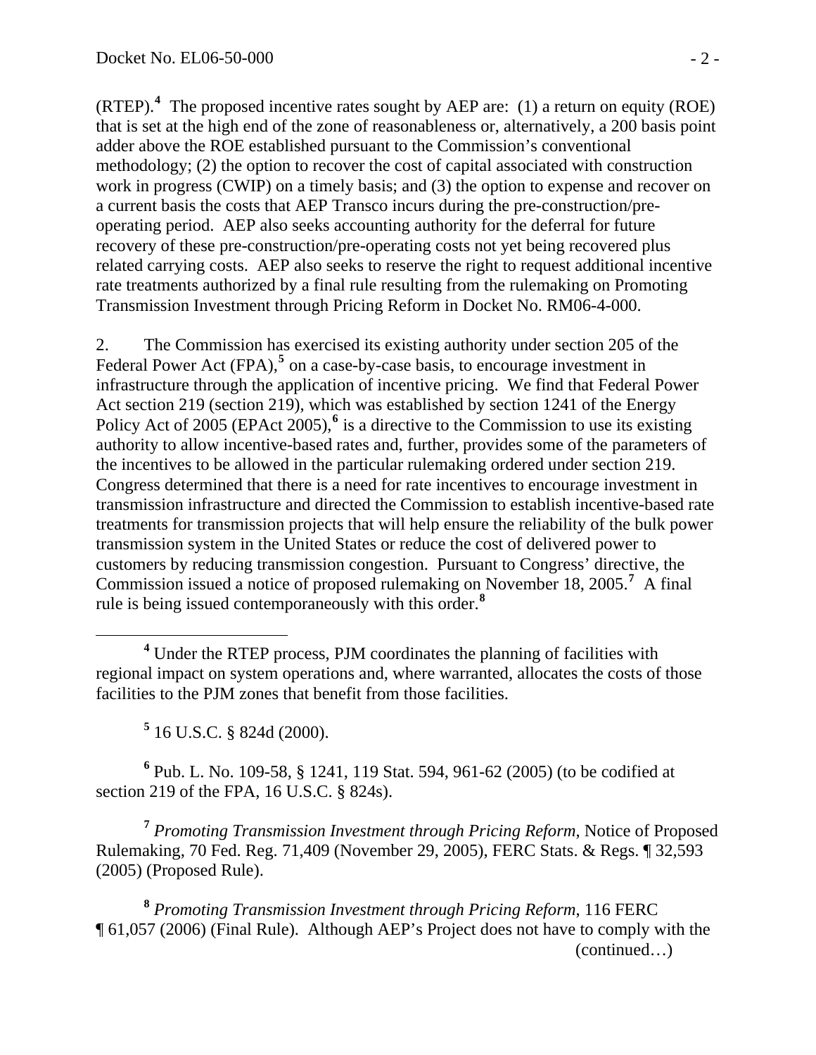(RTEP).[4] The proposed incentive rates sought by AEP are: (1) a return on equity (ROE) that is set at the high end of the zone of reasonableness or, alternatively, a 200 basis point adder above the ROE established pursuant to the Commission's conventional methodology; (2) the option to recover the cost of capital associated with construction work in progress (CWIP) on a timely basis; and (3) the option to expense and recover on a current basis the costs that AEP Transco incurs during the pre-construction/pre-operating period. AEP also seeks accounting authority for the deferral for future recovery of these pre-construction/pre-operating costs not yet being recovered plus related carrying costs. AEP also seeks to reserve the right to request additional incentive rate treatments authorized by a final rule resulting from the rulemaking on Promoting Transmission Investment through Pricing Reform in Docket No. RM06-4-000.

2. The Commission has exercised its existing authority under section 205 of the Federal Power Act (FPA),[5] on a case-by-case basis, to encourage investment in infrastructure through the application of incentive pricing. We find that Federal Power Act section 219 (section 219), which was established by section 1241 of the Energy Policy Act of 2005 (EPAct 2005),[6] is a directive to the Commission to use its existing authority to allow incentive-based rates and, further, provides some of the parameters of the incentives to be allowed in the particular rulemaking ordered under section 219. Congress determined that there is a need for rate incentives to encourage investment in transmission infrastructure and directed the Commission to establish incentive-based rate treatments for transmission projects that will help ensure the reliability of the bulk power transmission system in the United States or reduce the cost of delivered power to customers by reducing transmission congestion. Pursuant to Congress' directive, the Commission issued a notice of proposed rulemaking on November 18, 2005.[7] A final rule is being issued contemporaneously with this order.[8]

---

[4] Under the RTEP process, PJM coordinates the planning of facilities with regional impact on system operations and, where warranted, allocates the costs of those facilities to the PJM zones that benefit from those facilities.

[5] 16 U.S.C. § 824d (2000).

[6] Pub. L. No. 109-58, § 1241, 119 Stat. 594, 961-62 (2005) (to be codified at section 219 of the FPA, 16 U.S.C. § 824s).

[7] *Promoting Transmission Investment through Pricing Reform*, Notice of Proposed Rulemaking, 70 Fed. Reg. 71,409 (November 29, 2005), FERC Stats. & Regs. ¶ 32,593 (2005) (Proposed Rule).

[8] *Promoting Transmission Investment through Pricing Reform*, 116 FERC ¶ 61,057 (2006) (Final Rule). Although AEP's Project does not have to comply with the (continued…)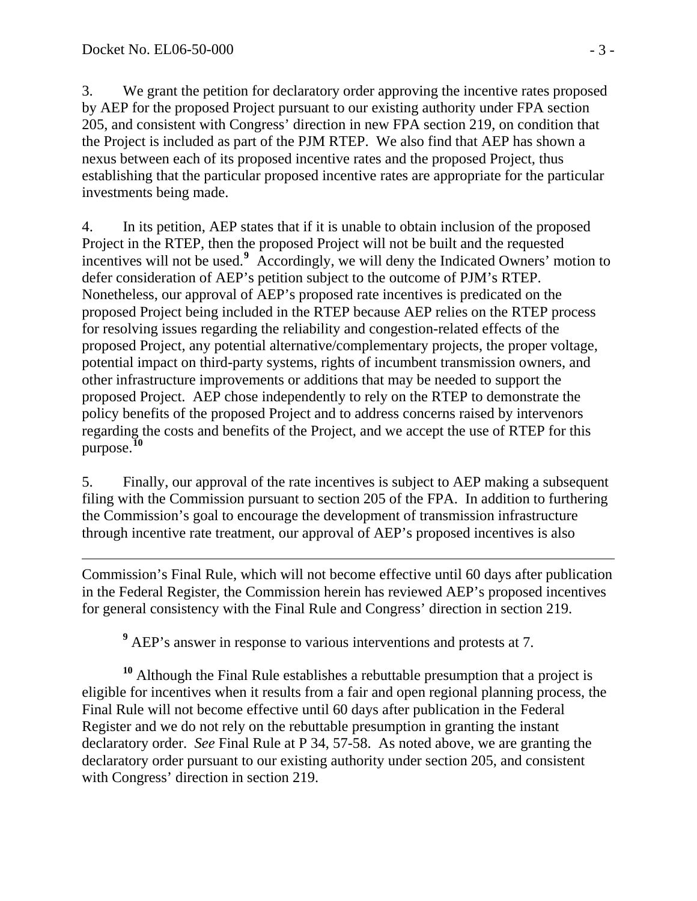3. We grant the petition for declaratory order approving the incentive rates proposed by AEP for the proposed Project pursuant to our existing authority under FPA section 205, and consistent with Congress' direction in new FPA section 219, on condition that the Project is included as part of the PJM RTEP. We also find that AEP has shown a nexus between each of its proposed incentive rates and the proposed Project, thus establishing that the particular proposed incentive rates are appropriate for the particular investments being made.

4. In its petition, AEP states that if it is unable to obtain inclusion of the proposed Project in the RTEP, then the proposed Project will not be built and the requested incentives will not be used.[9] Accordingly, we will deny the Indicated Owners' motion to defer consideration of AEP's petition subject to the outcome of PJM's RTEP. Nonetheless, our approval of AEP's proposed rate incentives is predicated on the proposed Project being included in the RTEP because AEP relies on the RTEP process for resolving issues regarding the reliability and congestion-related effects of the proposed Project, any potential alternative/complementary projects, the proper voltage, potential impact on third-party systems, rights of incumbent transmission owners, and other infrastructure improvements or additions that may be needed to support the proposed Project. AEP chose independently to rely on the RTEP to demonstrate the policy benefits of the proposed Project and to address concerns raised by intervenors regarding the costs and benefits of the Project, and we accept the use of RTEP for this purpose.[10]

5. Finally, our approval of the rate incentives is subject to AEP making a subsequent filing with the Commission pursuant to section 205 of the FPA. In addition to furthering the Commission's goal to encourage the development of transmission infrastructure through incentive rate treatment, our approval of AEP's proposed incentives is also

---

Commission's Final Rule, which will not become effective until 60 days after publication in the Federal Register, the Commission herein has reviewed AEP's proposed incentives for general consistency with the Final Rule and Congress' direction in section 219.

[9] AEP's answer in response to various interventions and protests at 7.

[10] Although the Final Rule establishes a rebuttable presumption that a project is eligible for incentives when it results from a fair and open regional planning process, the Final Rule will not become effective until 60 days after publication in the Federal Register and we do not rely on the rebuttable presumption in granting the instant declaratory order. *See* Final Rule at P 34, 57-58. As noted above, we are granting the declaratory order pursuant to our existing authority under section 205, and consistent with Congress' direction in section 219.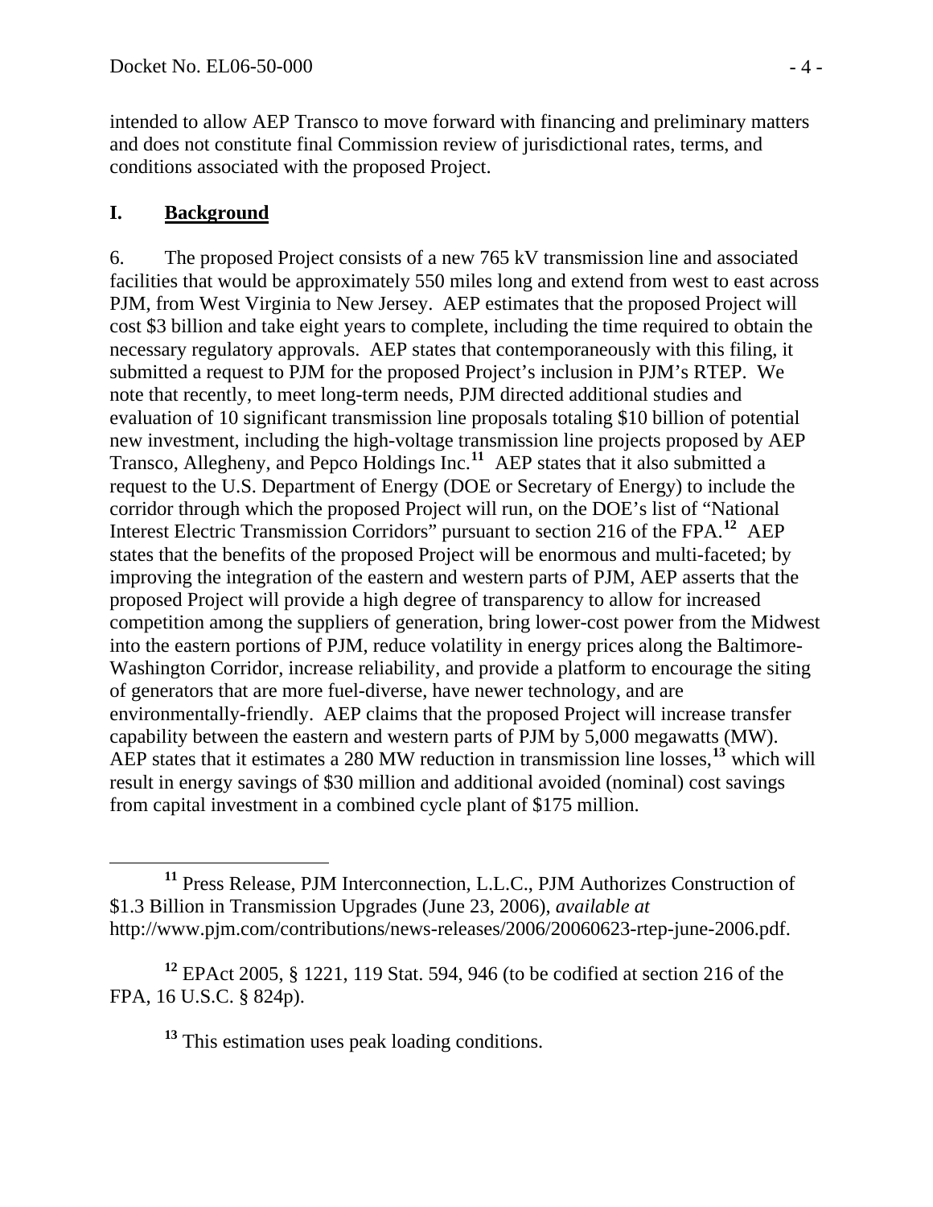intended to allow AEP Transco to move forward with financing and preliminary matters and does not constitute final Commission review of jurisdictional rates, terms, and conditions associated with the proposed Project.

## I. **Background**

6. The proposed Project consists of a new 765 kV transmission line and associated facilities that would be approximately 550 miles long and extend from west to east across PJM, from West Virginia to New Jersey. AEP estimates that the proposed Project will cost $3 billion and take eight years to complete, including the time required to obtain the necessary regulatory approvals. AEP states that contemporaneously with this filing, it submitted a request to PJM for the proposed Project's inclusion in PJM's RTEP. We note that recently, to meet long-term needs, PJM directed additional studies and evaluation of 10 significant transmission line proposals totaling $10 billion of potential new investment, including the high-voltage transmission line projects proposed by AEP Transco, Allegheny, and Pepco Holdings Inc.[11] AEP states that it also submitted a request to the U.S. Department of Energy (DOE or Secretary of Energy) to include the corridor through which the proposed Project will run, on the DOE's list of "National Interest Electric Transmission Corridors" pursuant to section 216 of the FPA.[12] AEP states that the benefits of the proposed Project will be enormous and multi-faceted; by improving the integration of the eastern and western parts of PJM, AEP asserts that the proposed Project will provide a high degree of transparency to allow for increased competition among the suppliers of generation, bring lower-cost power from the Midwest into the eastern portions of PJM, reduce volatility in energy prices along the Baltimore-Washington Corridor, increase reliability, and provide a platform to encourage the siting of generators that are more fuel-diverse, have newer technology, and are environmentally-friendly. AEP claims that the proposed Project will increase transfer capability between the eastern and western parts of PJM by 5,000 megawatts (MW). AEP states that it estimates a 280 MW reduction in transmission line losses,[13] which will result in energy savings of $30 million and additional avoided (nominal) cost savings from capital investment in a combined cycle plant of $175 million.

---

[11] Press Release, PJM Interconnection, L.L.C., PJM Authorizes Construction of $1.3 Billion in Transmission Upgrades (June 23, 2006), *available at* http://www.pjm.com/contributions/news-releases/2006/20060623-rtep-june-2006.pdf.

[12] EPAct 2005, § 1221, 119 Stat. 594, 946 (to be codified at section 216 of the FPA, 16 U.S.C. § 824p).

[13] This estimation uses peak loading conditions.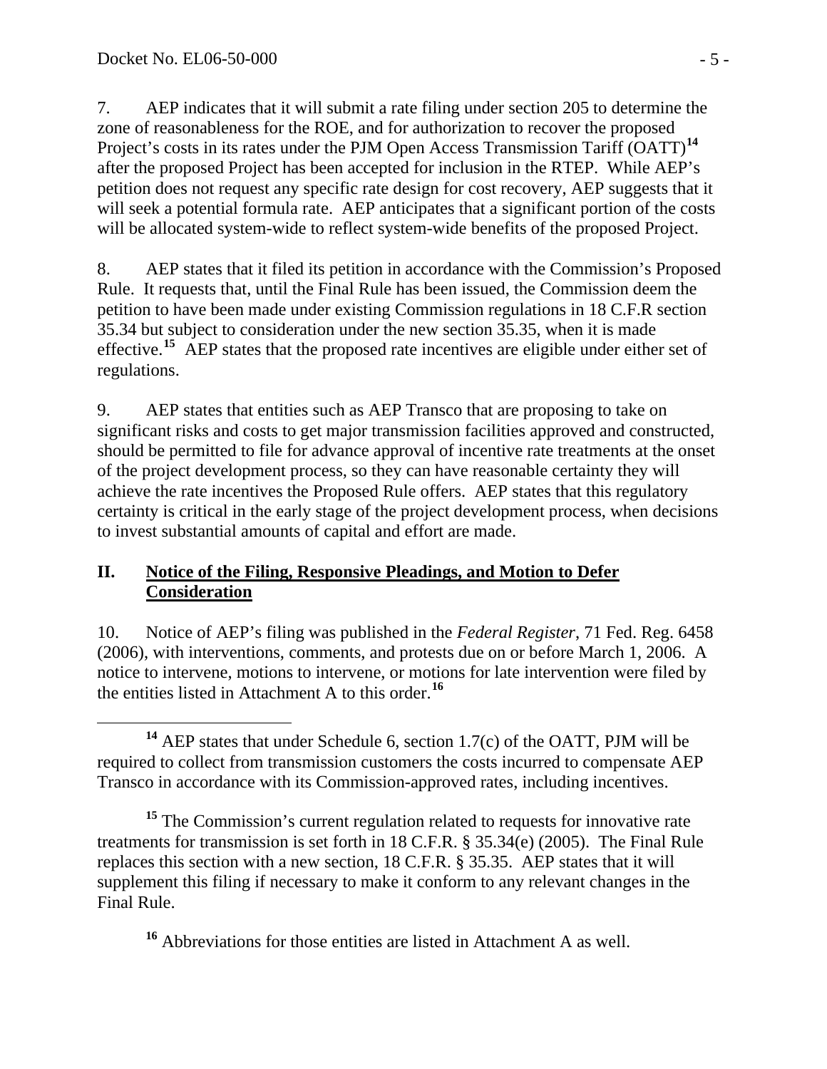7. AEP indicates that it will submit a rate filing under section 205 to determine the zone of reasonableness for the ROE, and for authorization to recover the proposed Project's costs in its rates under the PJM Open Access Transmission Tariff (OATT)[14] after the proposed Project has been accepted for inclusion in the RTEP. While AEP's petition does not request any specific rate design for cost recovery, AEP suggests that it will seek a potential formula rate. AEP anticipates that a significant portion of the costs will be allocated system-wide to reflect system-wide benefits of the proposed Project.

8. AEP states that it filed its petition in accordance with the Commission's Proposed Rule. It requests that, until the Final Rule has been issued, the Commission deem the petition to have been made under existing Commission regulations in 18 C.F.R section 35.34 but subject to consideration under the new section 35.35, when it is made effective.[15] AEP states that the proposed rate incentives are eligible under either set of regulations.

9. AEP states that entities such as AEP Transco that are proposing to take on significant risks and costs to get major transmission facilities approved and constructed, should be permitted to file for advance approval of incentive rate treatments at the onset of the project development process, so they can have reasonable certainty they will achieve the rate incentives the Proposed Rule offers. AEP states that this regulatory certainty is critical in the early stage of the project development process, when decisions to invest substantial amounts of capital and effort are made.

## II. Notice of the Filing, Responsive Pleadings, and Motion to Defer Consideration

10. Notice of AEP's filing was published in the *Federal Register*, 71 Fed. Reg. 6458 (2006), with interventions, comments, and protests due on or before March 1, 2006. A notice to intervene, motions to intervene, or motions for late intervention were filed by the entities listed in Attachment A to this order.[16]

---

[14] AEP states that under Schedule 6, section 1.7(c) of the OATT, PJM will be required to collect from transmission customers the costs incurred to compensate AEP Transco in accordance with its Commission-approved rates, including incentives.

[15] The Commission's current regulation related to requests for innovative rate treatments for transmission is set forth in 18 C.F.R. § 35.34(e) (2005). The Final Rule replaces this section with a new section, 18 C.F.R. § 35.35. AEP states that it will supplement this filing if necessary to make it conform to any relevant changes in the Final Rule.

[16] Abbreviations for those entities are listed in Attachment A as well.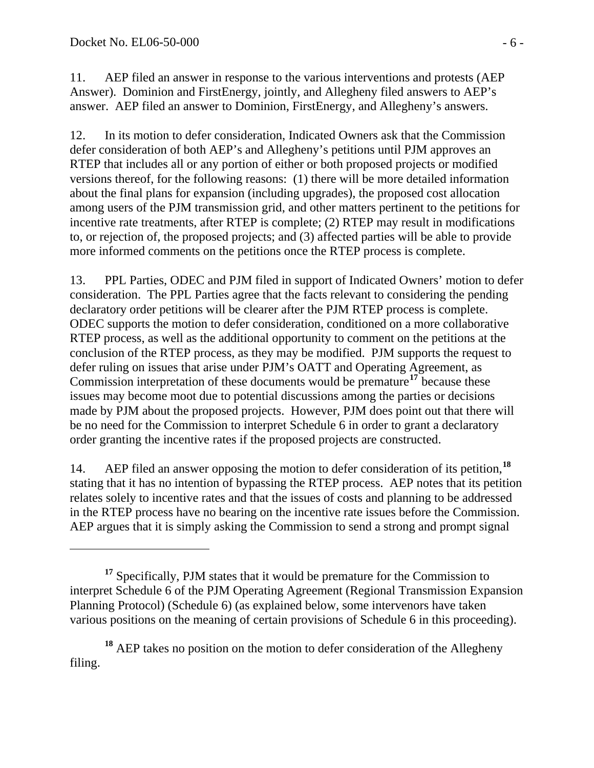11. AEP filed an answer in response to the various interventions and protests (AEP Answer). Dominion and FirstEnergy, jointly, and Allegheny filed answers to AEP's answer. AEP filed an answer to Dominion, FirstEnergy, and Allegheny's answers.

12. In its motion to defer consideration, Indicated Owners ask that the Commission defer consideration of both AEP's and Allegheny's petitions until PJM approves an RTEP that includes all or any portion of either or both proposed projects or modified versions thereof, for the following reasons: (1) there will be more detailed information about the final plans for expansion (including upgrades), the proposed cost allocation among users of the PJM transmission grid, and other matters pertinent to the petitions for incentive rate treatments, after RTEP is complete; (2) RTEP may result in modifications to, or rejection of, the proposed projects; and (3) affected parties will be able to provide more informed comments on the petitions once the RTEP process is complete.

13. PPL Parties, ODEC and PJM filed in support of Indicated Owners' motion to defer consideration. The PPL Parties agree that the facts relevant to considering the pending declaratory order petitions will be clearer after the PJM RTEP process is complete. ODEC supports the motion to defer consideration, conditioned on a more collaborative RTEP process, as well as the additional opportunity to comment on the petitions at the conclusion of the RTEP process, as they may be modified. PJM supports the request to defer ruling on issues that arise under PJM's OATT and Operating Agreement, as Commission interpretation of these documents would be premature[17] because these issues may become moot due to potential discussions among the parties or decisions made by PJM about the proposed projects. However, PJM does point out that there will be no need for the Commission to interpret Schedule 6 in order to grant a declaratory order granting the incentive rates if the proposed projects are constructed.

14. AEP filed an answer opposing the motion to defer consideration of its petition,[18] stating that it has no intention of bypassing the RTEP process. AEP notes that its petition relates solely to incentive rates and that the issues of costs and planning to be addressed in the RTEP process have no bearing on the incentive rate issues before the Commission. AEP argues that it is simply asking the Commission to send a strong and prompt signal

---

[17] Specifically, PJM states that it would be premature for the Commission to interpret Schedule 6 of the PJM Operating Agreement (Regional Transmission Expansion Planning Protocol) (Schedule 6) (as explained below, some intervenors have taken various positions on the meaning of certain provisions of Schedule 6 in this proceeding).

[18] AEP takes no position on the motion to defer consideration of the Allegheny filing.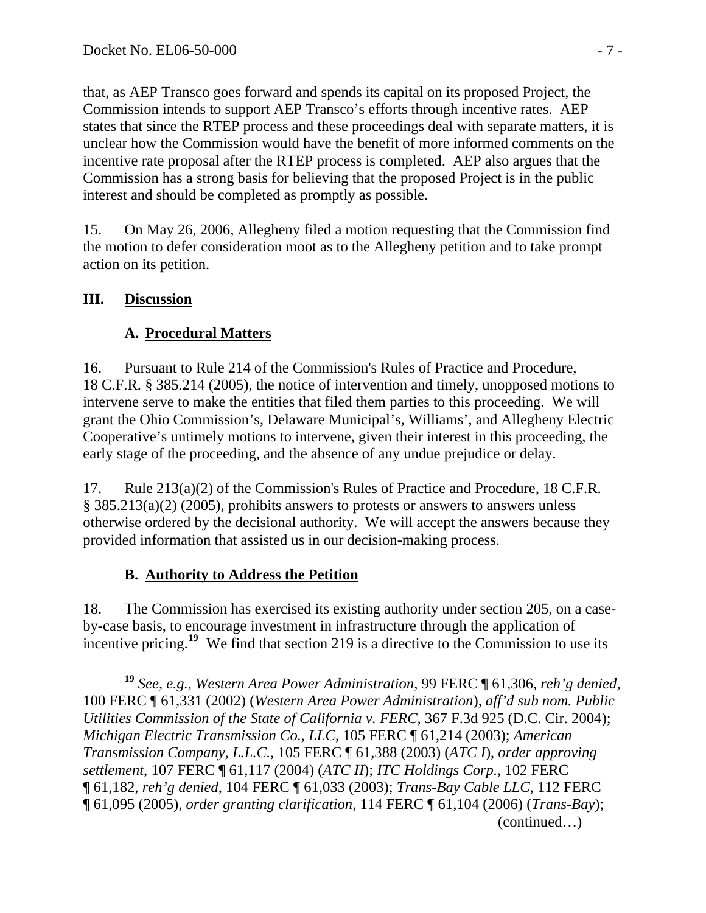that, as AEP Transco goes forward and spends its capital on its proposed Project, the Commission intends to support AEP Transco's efforts through incentive rates. AEP states that since the RTEP process and these proceedings deal with separate matters, it is unclear how the Commission would have the benefit of more informed comments on the incentive rate proposal after the RTEP process is completed. AEP also argues that the Commission has a strong basis for believing that the proposed Project is in the public interest and should be completed as promptly as possible.

15. On May 26, 2006, Allegheny filed a motion requesting that the Commission find the motion to defer consideration moot as to the Allegheny petition and to take prompt action on its petition.

## III. Discussion

### A. Procedural Matters

16. Pursuant to Rule 214 of the Commission's Rules of Practice and Procedure, 18 C.F.R. § 385.214 (2005), the notice of intervention and timely, unopposed motions to intervene serve to make the entities that filed them parties to this proceeding. We will grant the Ohio Commission's, Delaware Municipal's, Williams', and Allegheny Electric Cooperative's untimely motions to intervene, given their interest in this proceeding, the early stage of the proceeding, and the absence of any undue prejudice or delay.

17. Rule 213(a)(2) of the Commission's Rules of Practice and Procedure, 18 C.F.R. § 385.213(a)(2) (2005), prohibits answers to protests or answers to answers unless otherwise ordered by the decisional authority. We will accept the answers because they provided information that assisted us in our decision-making process.

### B. Authority to Address the Petition

18. The Commission has exercised its existing authority under section 205, on a case-by-case basis, to encourage investment in infrastructure through the application of incentive pricing.[19] We find that section 219 is a directive to the Commission to use its

---

[19] *See, e.g.*, *Western Area Power Administration*, 99 FERC ¶ 61,306, *reh'g denied*, 100 FERC ¶ 61,331 (2002) (*Western Area Power Administration*), *aff'd sub nom. Public Utilities Commission of the State of California v. FERC*, 367 F.3d 925 (D.C. Cir. 2004); *Michigan Electric Transmission Co., LLC*, 105 FERC ¶ 61,214 (2003); *American Transmission Company, L.L.C.*, 105 FERC ¶ 61,388 (2003) (*ATC I*), *order approving settlement*, 107 FERC ¶ 61,117 (2004) (*ATC II*); *ITC Holdings Corp.*, 102 FERC ¶ 61,182, *reh'g denied*, 104 FERC ¶ 61,033 (2003); *Trans-Bay Cable LLC*, 112 FERC ¶ 61,095 (2005), *order granting clarification*, 114 FERC ¶ 61,104 (2006) (*Trans-Bay*); (continued…)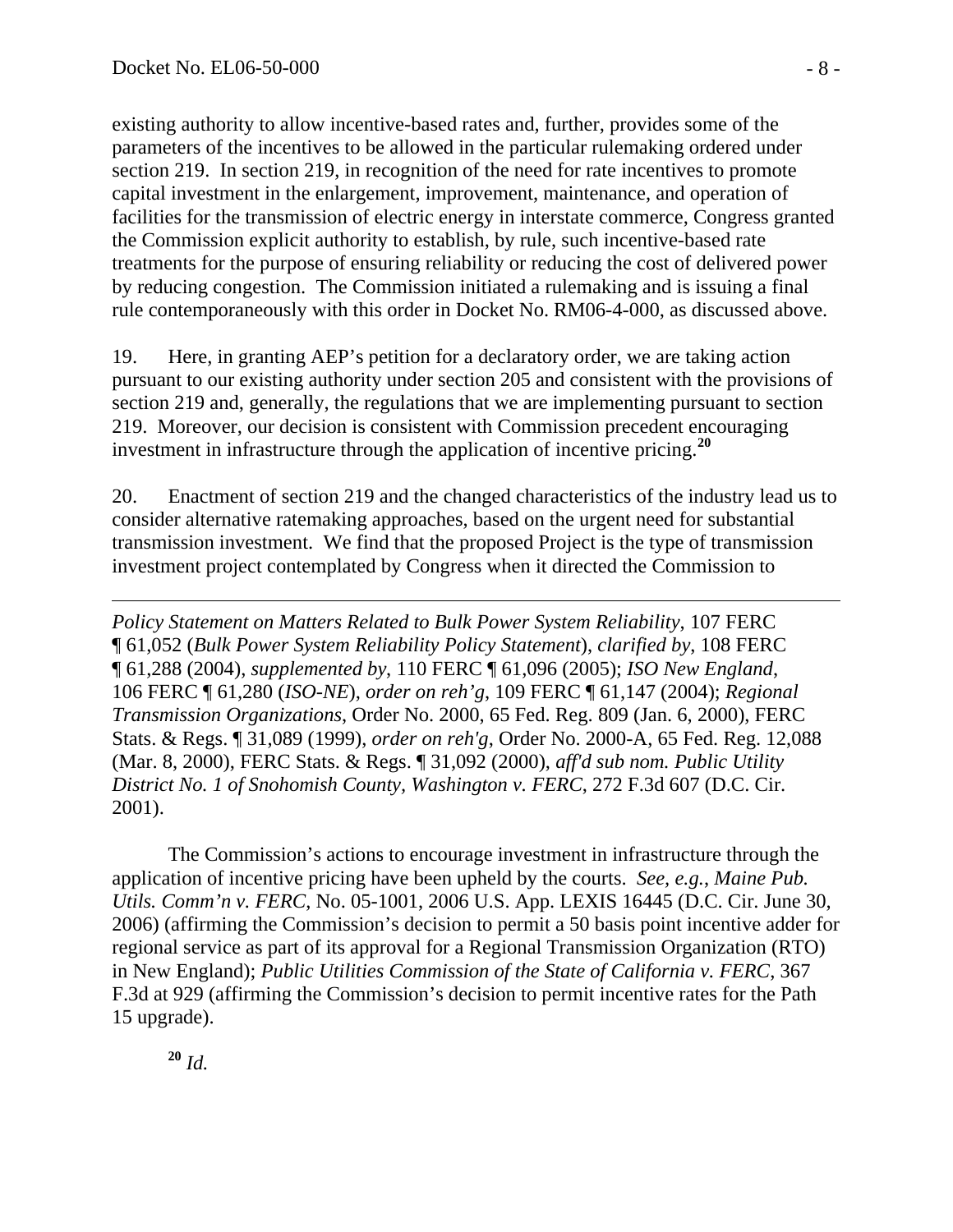existing authority to allow incentive-based rates and, further, provides some of the parameters of the incentives to be allowed in the particular rulemaking ordered under section 219. In section 219, in recognition of the need for rate incentives to promote capital investment in the enlargement, improvement, maintenance, and operation of facilities for the transmission of electric energy in interstate commerce, Congress granted the Commission explicit authority to establish, by rule, such incentive-based rate treatments for the purpose of ensuring reliability or reducing the cost of delivered power by reducing congestion. The Commission initiated a rulemaking and is issuing a final rule contemporaneously with this order in Docket No. RM06-4-000, as discussed above.

19. Here, in granting AEP's petition for a declaratory order, we are taking action pursuant to our existing authority under section 205 and consistent with the provisions of section 219 and, generally, the regulations that we are implementing pursuant to section 219. Moreover, our decision is consistent with Commission precedent encouraging investment in infrastructure through the application of incentive pricing.[20]

20. Enactment of section 219 and the changed characteristics of the industry lead us to consider alternative ratemaking approaches, based on the urgent need for substantial transmission investment. We find that the proposed Project is the type of transmission investment project contemplated by Congress when it directed the Commission to

---

*Policy Statement on Matters Related to Bulk Power System Reliability*, 107 FERC ¶ 61,052 (*Bulk Power System Reliability Policy Statement*), *clarified by*, 108 FERC ¶ 61,288 (2004), *supplemented by*, 110 FERC ¶ 61,096 (2005); *ISO New England*, 106 FERC ¶ 61,280 (*ISO-NE*), *order on reh'g*, 109 FERC ¶ 61,147 (2004); *Regional Transmission Organizations*, Order No. 2000, 65 Fed. Reg. 809 (Jan. 6, 2000), FERC Stats. & Regs. ¶ 31,089 (1999), *order on reh'g,* Order No. 2000-A, 65 Fed. Reg. 12,088 (Mar. 8, 2000), FERC Stats. & Regs. ¶ 31,092 (2000), *aff'd sub nom. Public Utility District No. 1 of Snohomish County, Washington v. FERC*, 272 F.3d 607 (D.C. Cir. 2001).

The Commission's actions to encourage investment in infrastructure through the application of incentive pricing have been upheld by the courts. *See, e.g.*, *Maine Pub. Utils. Comm'n v. FERC*, No. 05-1001, 2006 U.S. App. LEXIS 16445 (D.C. Cir. June 30, 2006) (affirming the Commission's decision to permit a 50 basis point incentive adder for regional service as part of its approval for a Regional Transmission Organization (RTO) in New England); *Public Utilities Commission of the State of California v. FERC*, 367 F.3d at 929 (affirming the Commission's decision to permit incentive rates for the Path 15 upgrade).

[20] *Id.*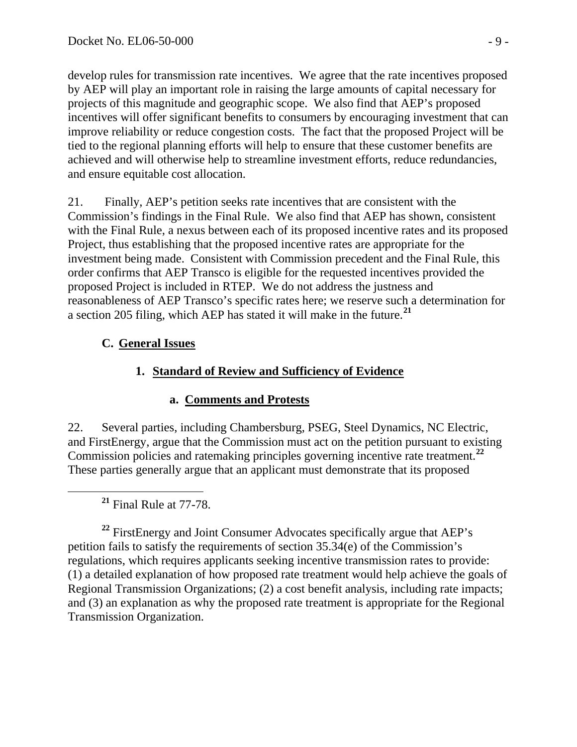develop rules for transmission rate incentives. We agree that the rate incentives proposed by AEP will play an important role in raising the large amounts of capital necessary for projects of this magnitude and geographic scope. We also find that AEP's proposed incentives will offer significant benefits to consumers by encouraging investment that can improve reliability or reduce congestion costs. The fact that the proposed Project will be tied to the regional planning efforts will help to ensure that these customer benefits are achieved and will otherwise help to streamline investment efforts, reduce redundancies, and ensure equitable cost allocation.

21. Finally, AEP's petition seeks rate incentives that are consistent with the Commission's findings in the Final Rule. We also find that AEP has shown, consistent with the Final Rule, a nexus between each of its proposed incentive rates and its proposed Project, thus establishing that the proposed incentive rates are appropriate for the investment being made. Consistent with Commission precedent and the Final Rule, this order confirms that AEP Transco is eligible for the requested incentives provided the proposed Project is included in RTEP. We do not address the justness and reasonableness of AEP Transco's specific rates here; we reserve such a determination for a section 205 filing, which AEP has stated it will make in the future.[21]

### C. General Issues

#### 1. Standard of Review and Sufficiency of Evidence

##### a. Comments and Protests

22. Several parties, including Chambersburg, PSEG, Steel Dynamics, NC Electric, and FirstEnergy, argue that the Commission must act on the petition pursuant to existing Commission policies and ratemaking principles governing incentive rate treatment.[22] These parties generally argue that an applicant must demonstrate that its proposed

---

[21] Final Rule at 77-78.

[22] FirstEnergy and Joint Consumer Advocates specifically argue that AEP's petition fails to satisfy the requirements of section 35.34(e) of the Commission's regulations, which requires applicants seeking incentive transmission rates to provide: (1) a detailed explanation of how proposed rate treatment would help achieve the goals of Regional Transmission Organizations; (2) a cost benefit analysis, including rate impacts; and (3) an explanation as why the proposed rate treatment is appropriate for the Regional Transmission Organization.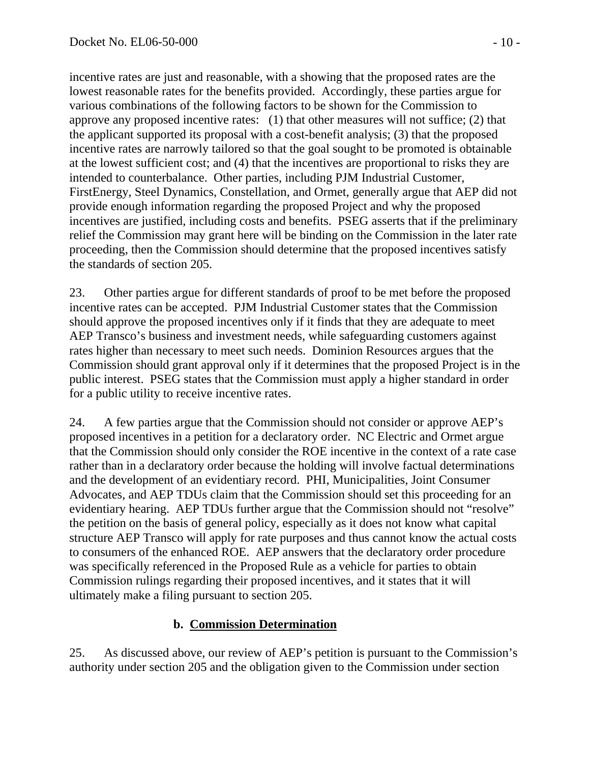incentive rates are just and reasonable, with a showing that the proposed rates are the lowest reasonable rates for the benefits provided. Accordingly, these parties argue for various combinations of the following factors to be shown for the Commission to approve any proposed incentive rates: (1) that other measures will not suffice; (2) that the applicant supported its proposal with a cost-benefit analysis; (3) that the proposed incentive rates are narrowly tailored so that the goal sought to be promoted is obtainable at the lowest sufficient cost; and (4) that the incentives are proportional to risks they are intended to counterbalance. Other parties, including PJM Industrial Customer, FirstEnergy, Steel Dynamics, Constellation, and Ormet, generally argue that AEP did not provide enough information regarding the proposed Project and why the proposed incentives are justified, including costs and benefits. PSEG asserts that if the preliminary relief the Commission may grant here will be binding on the Commission in the later rate proceeding, then the Commission should determine that the proposed incentives satisfy the standards of section 205.

23. Other parties argue for different standards of proof to be met before the proposed incentive rates can be accepted. PJM Industrial Customer states that the Commission should approve the proposed incentives only if it finds that they are adequate to meet AEP Transco's business and investment needs, while safeguarding customers against rates higher than necessary to meet such needs. Dominion Resources argues that the Commission should grant approval only if it determines that the proposed Project is in the public interest. PSEG states that the Commission must apply a higher standard in order for a public utility to receive incentive rates.

24. A few parties argue that the Commission should not consider or approve AEP's proposed incentives in a petition for a declaratory order. NC Electric and Ormet argue that the Commission should only consider the ROE incentive in the context of a rate case rather than in a declaratory order because the holding will involve factual determinations and the development of an evidentiary record. PHI, Municipalities, Joint Consumer Advocates, and AEP TDUs claim that the Commission should set this proceeding for an evidentiary hearing. AEP TDUs further argue that the Commission should not "resolve" the petition on the basis of general policy, especially as it does not know what capital structure AEP Transco will apply for rate purposes and thus cannot know the actual costs to consumers of the enhanced ROE. AEP answers that the declaratory order procedure was specifically referenced in the Proposed Rule as a vehicle for parties to obtain Commission rulings regarding their proposed incentives, and it states that it will ultimately make a filing pursuant to section 205.

### b. Commission Determination

25. As discussed above, our review of AEP's petition is pursuant to the Commission's authority under section 205 and the obligation given to the Commission under section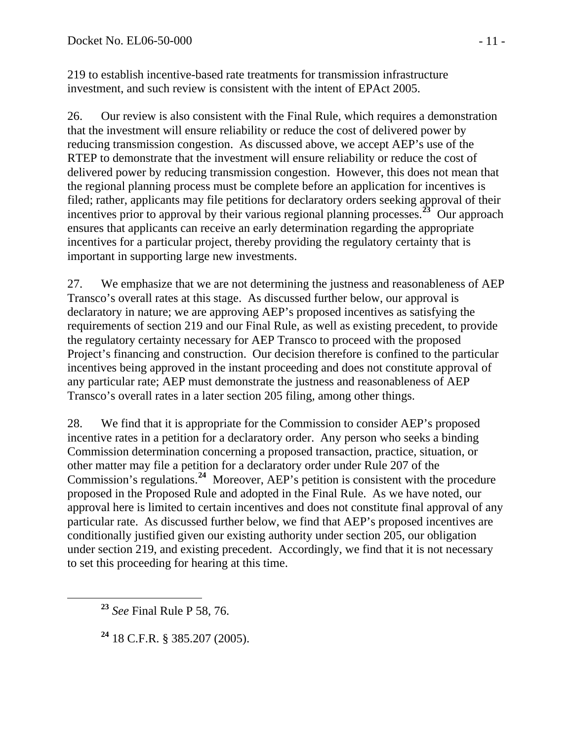219 to establish incentive-based rate treatments for transmission infrastructure investment, and such review is consistent with the intent of EPAct 2005.

26. Our review is also consistent with the Final Rule, which requires a demonstration that the investment will ensure reliability or reduce the cost of delivered power by reducing transmission congestion. As discussed above, we accept AEP's use of the RTEP to demonstrate that the investment will ensure reliability or reduce the cost of delivered power by reducing transmission congestion. However, this does not mean that the regional planning process must be complete before an application for incentives is filed; rather, applicants may file petitions for declaratory orders seeking approval of their incentives prior to approval by their various regional planning processes.[23] Our approach ensures that applicants can receive an early determination regarding the appropriate incentives for a particular project, thereby providing the regulatory certainty that is important in supporting large new investments.

27. We emphasize that we are not determining the justness and reasonableness of AEP Transco's overall rates at this stage. As discussed further below, our approval is declaratory in nature; we are approving AEP's proposed incentives as satisfying the requirements of section 219 and our Final Rule, as well as existing precedent, to provide the regulatory certainty necessary for AEP Transco to proceed with the proposed Project's financing and construction. Our decision therefore is confined to the particular incentives being approved in the instant proceeding and does not constitute approval of any particular rate; AEP must demonstrate the justness and reasonableness of AEP Transco's overall rates in a later section 205 filing, among other things.

28. We find that it is appropriate for the Commission to consider AEP's proposed incentive rates in a petition for a declaratory order. Any person who seeks a binding Commission determination concerning a proposed transaction, practice, situation, or other matter may file a petition for a declaratory order under Rule 207 of the Commission's regulations.[24] Moreover, AEP's petition is consistent with the procedure proposed in the Proposed Rule and adopted in the Final Rule. As we have noted, our approval here is limited to certain incentives and does not constitute final approval of any particular rate. As discussed further below, we find that AEP's proposed incentives are conditionally justified given our existing authority under section 205, our obligation under section 219, and existing precedent. Accordingly, we find that it is not necessary to set this proceeding for hearing at this time.

[23] *See* Final Rule P 58, 76.

[24] 18 C.F.R. § 385.207 (2005).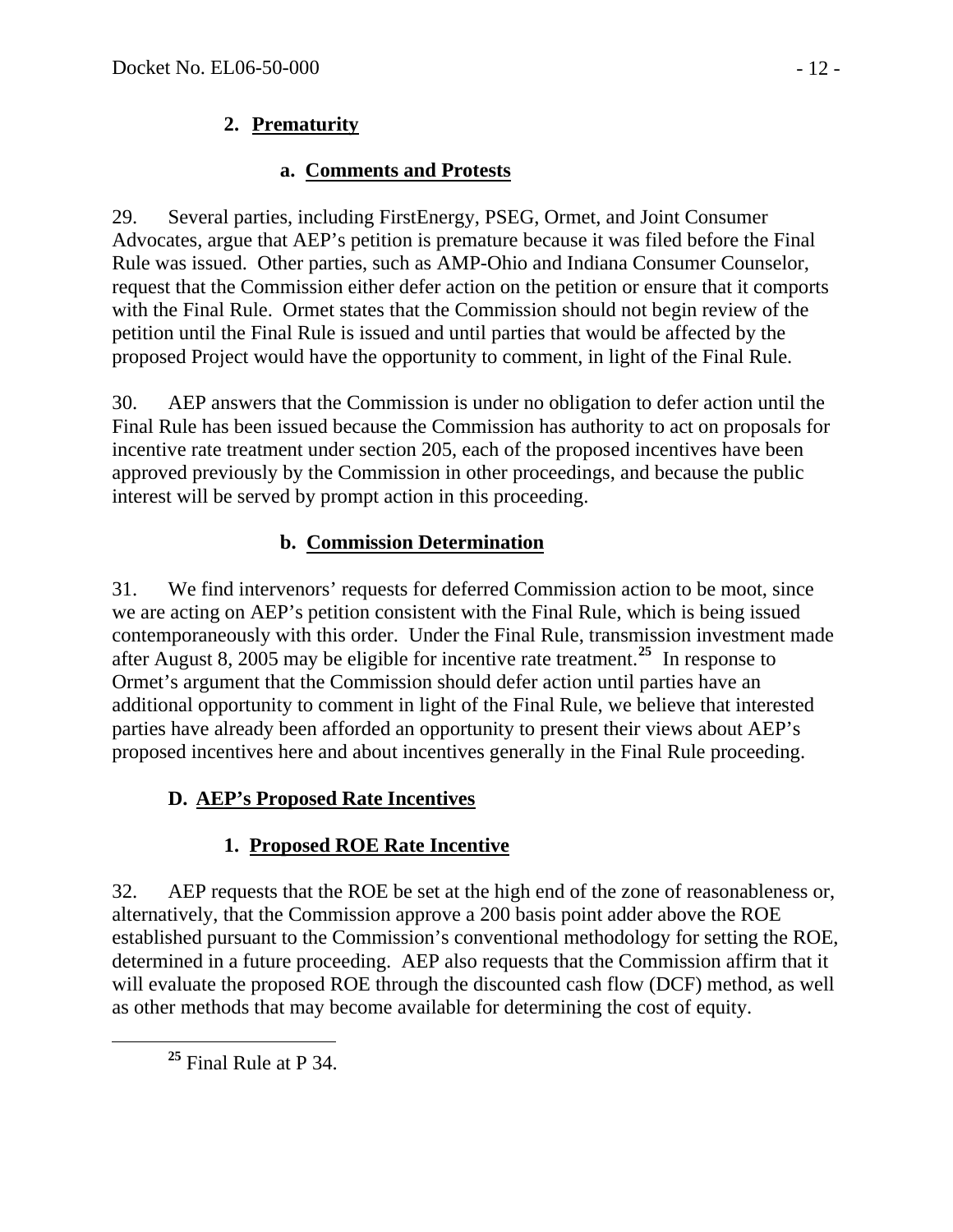### 2. Prematurity

#### a. Comments and Protests

29. Several parties, including FirstEnergy, PSEG, Ormet, and Joint Consumer Advocates, argue that AEP's petition is premature because it was filed before the Final Rule was issued. Other parties, such as AMP-Ohio and Indiana Consumer Counselor, request that the Commission either defer action on the petition or ensure that it comports with the Final Rule. Ormet states that the Commission should not begin review of the petition until the Final Rule is issued and until parties that would be affected by the proposed Project would have the opportunity to comment, in light of the Final Rule.

30. AEP answers that the Commission is under no obligation to defer action until the Final Rule has been issued because the Commission has authority to act on proposals for incentive rate treatment under section 205, each of the proposed incentives have been approved previously by the Commission in other proceedings, and because the public interest will be served by prompt action in this proceeding.

#### b. Commission Determination

31. We find intervenors' requests for deferred Commission action to be moot, since we are acting on AEP's petition consistent with the Final Rule, which is being issued contemporaneously with this order. Under the Final Rule, transmission investment made after August 8, 2005 may be eligible for incentive rate treatment.[25] In response to Ormet's argument that the Commission should defer action until parties have an additional opportunity to comment in light of the Final Rule, we believe that interested parties have already been afforded an opportunity to present their views about AEP's proposed incentives here and about incentives generally in the Final Rule proceeding.

## D. AEP's Proposed Rate Incentives

### 1. Proposed ROE Rate Incentive

32. AEP requests that the ROE be set at the high end of the zone of reasonableness or, alternatively, that the Commission approve a 200 basis point adder above the ROE established pursuant to the Commission's conventional methodology for setting the ROE, determined in a future proceeding. AEP also requests that the Commission affirm that it will evaluate the proposed ROE through the discounted cash flow (DCF) method, as well as other methods that may become available for determining the cost of equity.

[25] Final Rule at P 34.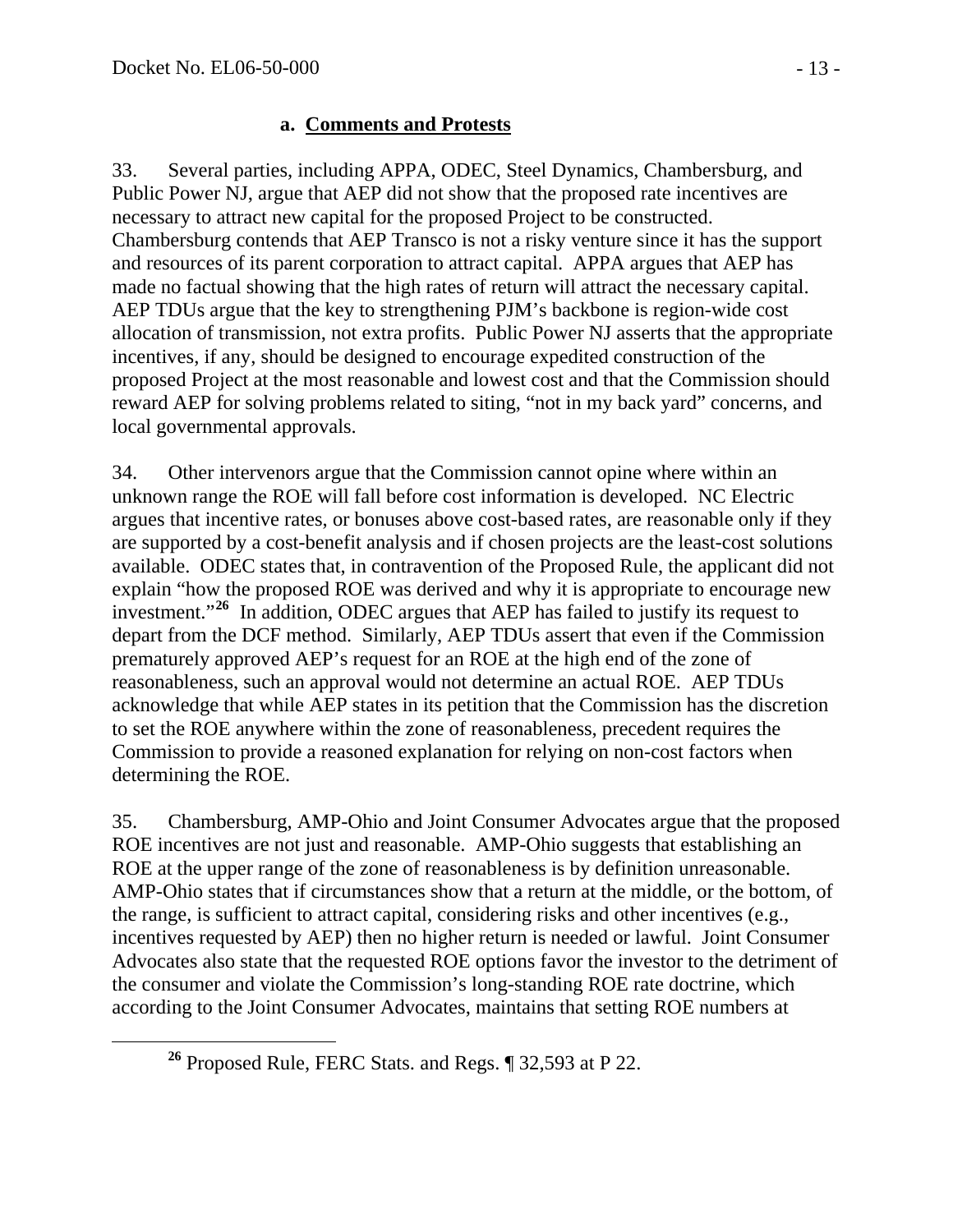### a. **Comments and Protests**

33. Several parties, including APPA, ODEC, Steel Dynamics, Chambersburg, and Public Power NJ, argue that AEP did not show that the proposed rate incentives are necessary to attract new capital for the proposed Project to be constructed. Chambersburg contends that AEP Transco is not a risky venture since it has the support and resources of its parent corporation to attract capital. APPA argues that AEP has made no factual showing that the high rates of return will attract the necessary capital. AEP TDUs argue that the key to strengthening PJM's backbone is region-wide cost allocation of transmission, not extra profits. Public Power NJ asserts that the appropriate incentives, if any, should be designed to encourage expedited construction of the proposed Project at the most reasonable and lowest cost and that the Commission should reward AEP for solving problems related to siting, "not in my back yard" concerns, and local governmental approvals.

34. Other intervenors argue that the Commission cannot opine where within an unknown range the ROE will fall before cost information is developed. NC Electric argues that incentive rates, or bonuses above cost-based rates, are reasonable only if they are supported by a cost-benefit analysis and if chosen projects are the least-cost solutions available. ODEC states that, in contravention of the Proposed Rule, the applicant did not explain "how the proposed ROE was derived and why it is appropriate to encourage new investment."[26] In addition, ODEC argues that AEP has failed to justify its request to depart from the DCF method. Similarly, AEP TDUs assert that even if the Commission prematurely approved AEP's request for an ROE at the high end of the zone of reasonableness, such an approval would not determine an actual ROE. AEP TDUs acknowledge that while AEP states in its petition that the Commission has the discretion to set the ROE anywhere within the zone of reasonableness, precedent requires the Commission to provide a reasoned explanation for relying on non-cost factors when determining the ROE.

35. Chambersburg, AMP-Ohio and Joint Consumer Advocates argue that the proposed ROE incentives are not just and reasonable. AMP-Ohio suggests that establishing an ROE at the upper range of the zone of reasonableness is by definition unreasonable. AMP-Ohio states that if circumstances show that a return at the middle, or the bottom, of the range, is sufficient to attract capital, considering risks and other incentives (e.g., incentives requested by AEP) then no higher return is needed or lawful. Joint Consumer Advocates also state that the requested ROE options favor the investor to the detriment of the consumer and violate the Commission's long-standing ROE rate doctrine, which according to the Joint Consumer Advocates, maintains that setting ROE numbers at

---

[26] Proposed Rule, FERC Stats. and Regs. ¶ 32,593 at P 22.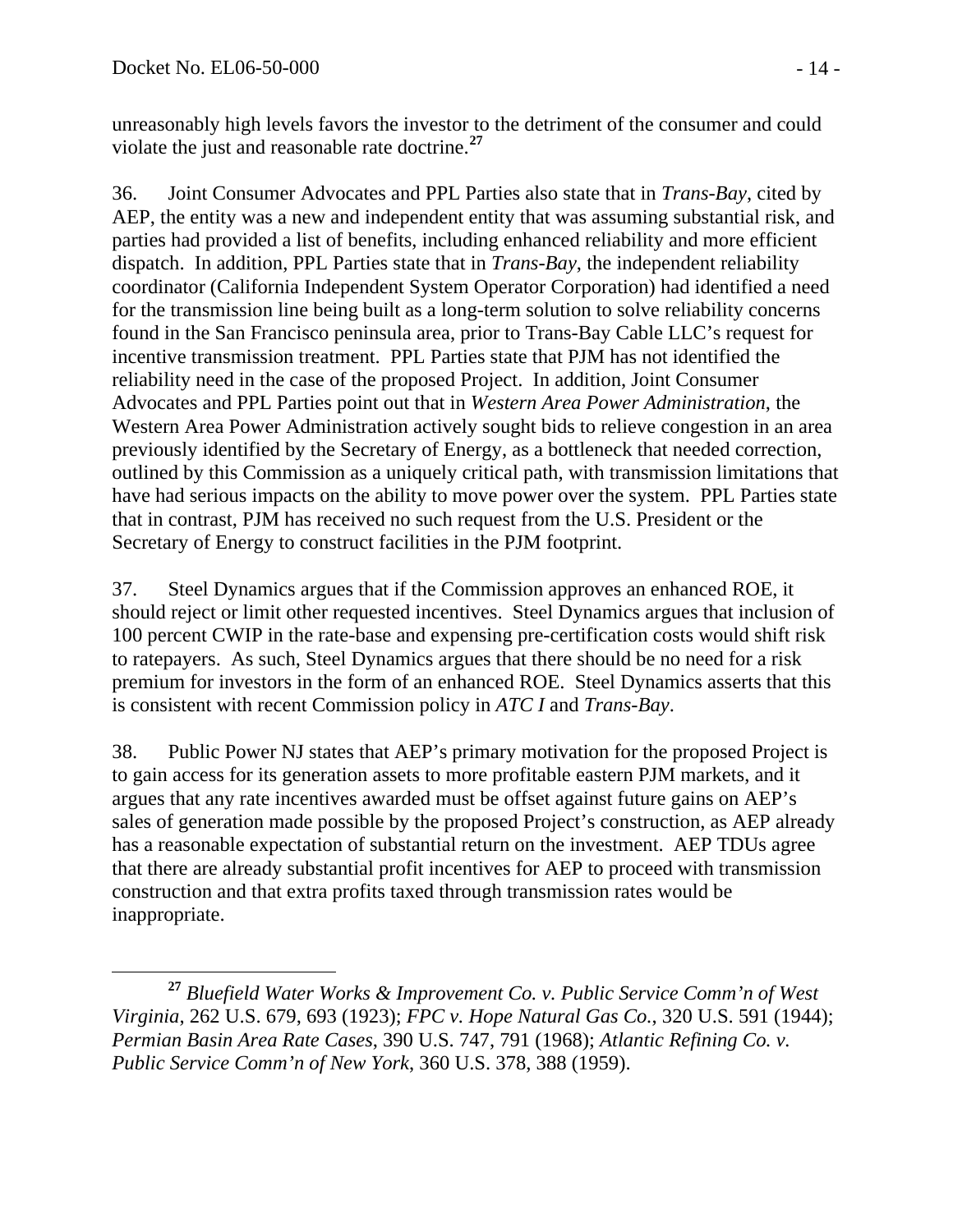unreasonably high levels favors the investor to the detriment of the consumer and could violate the just and reasonable rate doctrine.[27]

36. Joint Consumer Advocates and PPL Parties also state that in *Trans-Bay*, cited by AEP, the entity was a new and independent entity that was assuming substantial risk, and parties had provided a list of benefits, including enhanced reliability and more efficient dispatch. In addition, PPL Parties state that in *Trans-Bay*, the independent reliability coordinator (California Independent System Operator Corporation) had identified a need for the transmission line being built as a long-term solution to solve reliability concerns found in the San Francisco peninsula area, prior to Trans-Bay Cable LLC's request for incentive transmission treatment. PPL Parties state that PJM has not identified the reliability need in the case of the proposed Project. In addition, Joint Consumer Advocates and PPL Parties point out that in *Western Area Power Administration*, the Western Area Power Administration actively sought bids to relieve congestion in an area previously identified by the Secretary of Energy, as a bottleneck that needed correction, outlined by this Commission as a uniquely critical path, with transmission limitations that have had serious impacts on the ability to move power over the system. PPL Parties state that in contrast, PJM has received no such request from the U.S. President or the Secretary of Energy to construct facilities in the PJM footprint.

37. Steel Dynamics argues that if the Commission approves an enhanced ROE, it should reject or limit other requested incentives. Steel Dynamics argues that inclusion of 100 percent CWIP in the rate-base and expensing pre-certification costs would shift risk to ratepayers. As such, Steel Dynamics argues that there should be no need for a risk premium for investors in the form of an enhanced ROE. Steel Dynamics asserts that this is consistent with recent Commission policy in *ATC I* and *Trans-Bay*.

38. Public Power NJ states that AEP's primary motivation for the proposed Project is to gain access for its generation assets to more profitable eastern PJM markets, and it argues that any rate incentives awarded must be offset against future gains on AEP's sales of generation made possible by the proposed Project's construction, as AEP already has a reasonable expectation of substantial return on the investment. AEP TDUs agree that there are already substantial profit incentives for AEP to proceed with transmission construction and that extra profits taxed through transmission rates would be inappropriate.

---

[27] *Bluefield Water Works & Improvement Co. v. Public Service Comm'n of West Virginia*, 262 U.S. 679, 693 (1923); *FPC v. Hope Natural Gas Co.*, 320 U.S. 591 (1944); *Permian Basin Area Rate Cases*, 390 U.S. 747, 791 (1968); *Atlantic Refining Co. v. Public Service Comm'n of New York*, 360 U.S. 378, 388 (1959).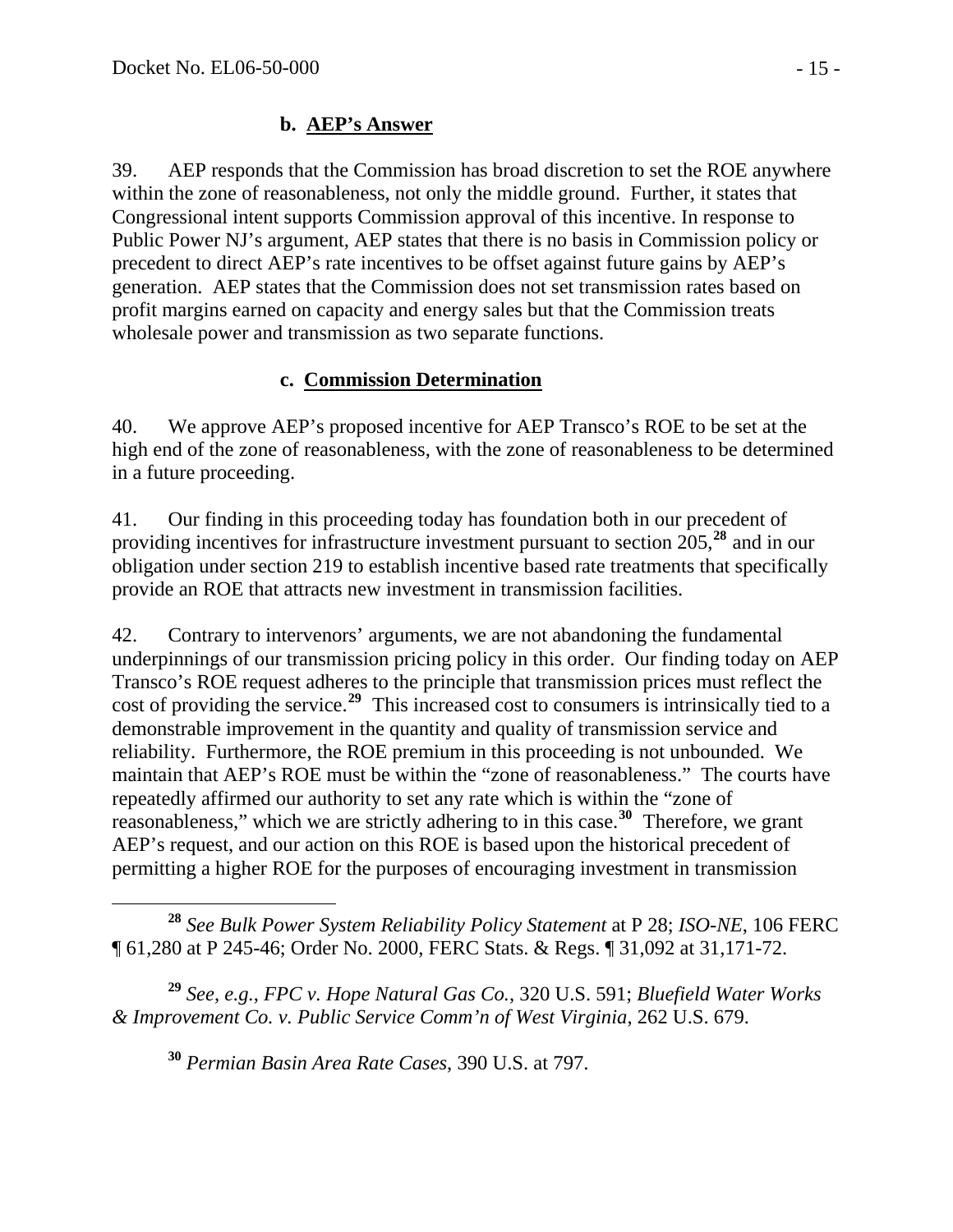**b. AEP's Answer**

39. AEP responds that the Commission has broad discretion to set the ROE anywhere within the zone of reasonableness, not only the middle ground. Further, it states that Congressional intent supports Commission approval of this incentive. In response to Public Power NJ's argument, AEP states that there is no basis in Commission policy or precedent to direct AEP's rate incentives to be offset against future gains by AEP's generation. AEP states that the Commission does not set transmission rates based on profit margins earned on capacity and energy sales but that the Commission treats wholesale power and transmission as two separate functions.

**c. Commission Determination**

40. We approve AEP's proposed incentive for AEP Transco's ROE to be set at the high end of the zone of reasonableness, with the zone of reasonableness to be determined in a future proceeding.

41. Our finding in this proceeding today has foundation both in our precedent of providing incentives for infrastructure investment pursuant to section 205,[28] and in our obligation under section 219 to establish incentive based rate treatments that specifically provide an ROE that attracts new investment in transmission facilities.

42. Contrary to intervenors' arguments, we are not abandoning the fundamental underpinnings of our transmission pricing policy in this order. Our finding today on AEP Transco's ROE request adheres to the principle that transmission prices must reflect the cost of providing the service.[29] This increased cost to consumers is intrinsically tied to a demonstrable improvement in the quantity and quality of transmission service and reliability. Furthermore, the ROE premium in this proceeding is not unbounded. We maintain that AEP's ROE must be within the "zone of reasonableness." The courts have repeatedly affirmed our authority to set any rate which is within the "zone of reasonableness," which we are strictly adhering to in this case.[30] Therefore, we grant AEP's request, and our action on this ROE is based upon the historical precedent of permitting a higher ROE for the purposes of encouraging investment in transmission

---

[28] *See Bulk Power System Reliability Policy Statement* at P 28; *ISO-NE*, 106 FERC ¶ 61,280 at P 245-46; Order No. 2000, FERC Stats. & Regs. ¶ 31,092 at 31,171-72.

[29] *See*, *e.g.*, *FPC v. Hope Natural Gas Co.*, 320 U.S. 591; *Bluefield Water Works & Improvement Co. v. Public Service Comm'n of West Virginia*, 262 U.S. 679.

[30] *Permian Basin Area Rate Cases*, 390 U.S. at 797.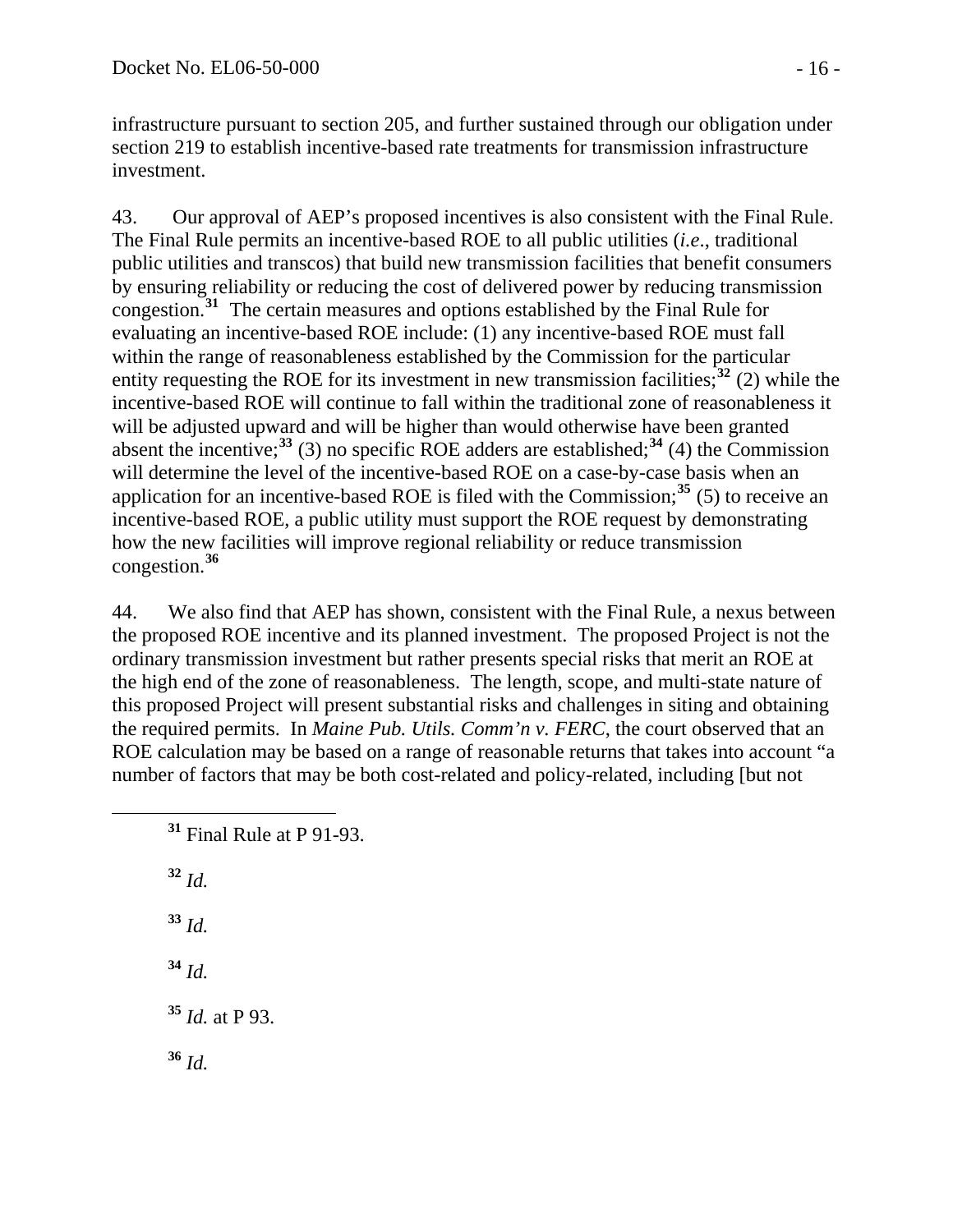infrastructure pursuant to section 205, and further sustained through our obligation under section 219 to establish incentive-based rate treatments for transmission infrastructure investment.

43. Our approval of AEP's proposed incentives is also consistent with the Final Rule. The Final Rule permits an incentive-based ROE to all public utilities (*i.e*., traditional public utilities and transcos) that build new transmission facilities that benefit consumers by ensuring reliability or reducing the cost of delivered power by reducing transmission congestion.[31] The certain measures and options established by the Final Rule for evaluating an incentive-based ROE include: (1) any incentive-based ROE must fall within the range of reasonableness established by the Commission for the particular entity requesting the ROE for its investment in new transmission facilities;[32] (2) while the incentive-based ROE will continue to fall within the traditional zone of reasonableness it will be adjusted upward and will be higher than would otherwise have been granted absent the incentive;[33] (3) no specific ROE adders are established;[34] (4) the Commission will determine the level of the incentive-based ROE on a case-by-case basis when an application for an incentive-based ROE is filed with the Commission;[35] (5) to receive an incentive-based ROE, a public utility must support the ROE request by demonstrating how the new facilities will improve regional reliability or reduce transmission congestion.[36]

44. We also find that AEP has shown, consistent with the Final Rule, a nexus between the proposed ROE incentive and its planned investment. The proposed Project is not the ordinary transmission investment but rather presents special risks that merit an ROE at the high end of the zone of reasonableness. The length, scope, and multi-state nature of this proposed Project will present substantial risks and challenges in siting and obtaining the required permits. In *Maine Pub. Utils. Comm'n v. FERC*, the court observed that an ROE calculation may be based on a range of reasonable returns that takes into account "a number of factors that may be both cost-related and policy-related, including [but not

---

[31] Final Rule at P 91-93.

[32] *Id.*

[33] *Id.*

[34] *Id.*

[35] *Id.* at P 93.

[36] *Id.*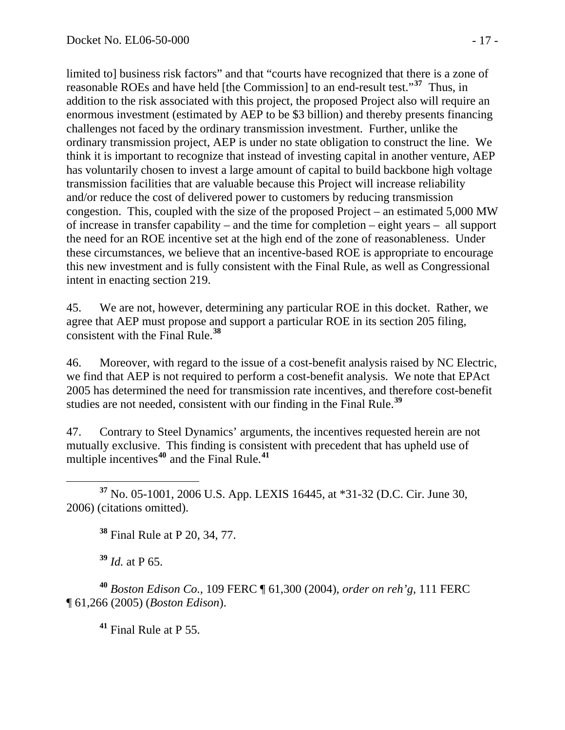limited to] business risk factors" and that "courts have recognized that there is a zone of reasonable ROEs and have held [the Commission] to an end-result test."[37] Thus, in addition to the risk associated with this project, the proposed Project also will require an enormous investment (estimated by AEP to be $3 billion) and thereby presents financing challenges not faced by the ordinary transmission investment. Further, unlike the ordinary transmission project, AEP is under no state obligation to construct the line. We think it is important to recognize that instead of investing capital in another venture, AEP has voluntarily chosen to invest a large amount of capital to build backbone high voltage transmission facilities that are valuable because this Project will increase reliability and/or reduce the cost of delivered power to customers by reducing transmission congestion. This, coupled with the size of the proposed Project – an estimated 5,000 MW of increase in transfer capability – and the time for completion – eight years – all support the need for an ROE incentive set at the high end of the zone of reasonableness. Under these circumstances, we believe that an incentive-based ROE is appropriate to encourage this new investment and is fully consistent with the Final Rule, as well as Congressional intent in enacting section 219.

45. We are not, however, determining any particular ROE in this docket. Rather, we agree that AEP must propose and support a particular ROE in its section 205 filing, consistent with the Final Rule.[38]

46. Moreover, with regard to the issue of a cost-benefit analysis raised by NC Electric, we find that AEP is not required to perform a cost-benefit analysis. We note that EPAct 2005 has determined the need for transmission rate incentives, and therefore cost-benefit studies are not needed, consistent with our finding in the Final Rule.[39]

47. Contrary to Steel Dynamics' arguments, the incentives requested herein are not mutually exclusive. This finding is consistent with precedent that has upheld use of multiple incentives[40] and the Final Rule.[41]

---

[37] No. 05-1001, 2006 U.S. App. LEXIS 16445, at *31-32 (D.C. Cir. June 30, 2006) (citations omitted).

[38] Final Rule at P 20, 34, 77.

[39] *Id.* at P 65.

[40] *Boston Edison Co.*, 109 FERC ¶ 61,300 (2004), *order on reh'g*, 111 FERC ¶ 61,266 (2005) (*Boston Edison*).

[41] Final Rule at P 55.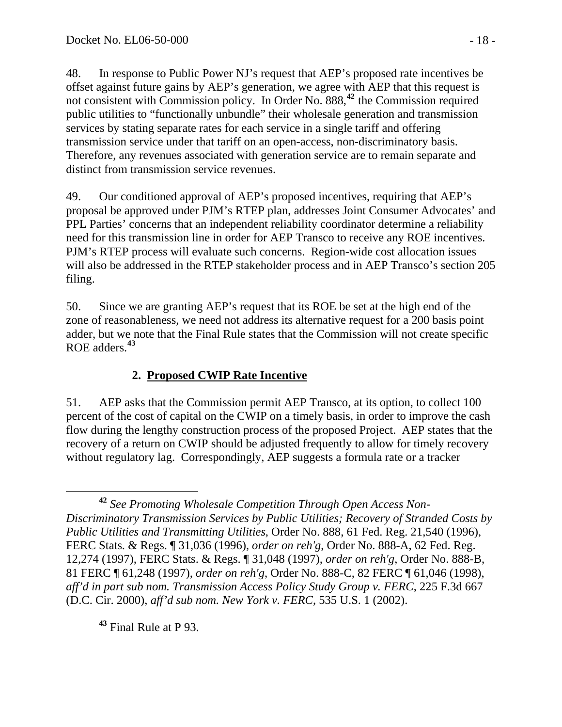48. In response to Public Power NJ's request that AEP's proposed rate incentives be offset against future gains by AEP's generation, we agree with AEP that this request is not consistent with Commission policy. In Order No. 888,[42] the Commission required public utilities to "functionally unbundle" their wholesale generation and transmission services by stating separate rates for each service in a single tariff and offering transmission service under that tariff on an open-access, non-discriminatory basis. Therefore, any revenues associated with generation service are to remain separate and distinct from transmission service revenues.

49. Our conditioned approval of AEP's proposed incentives, requiring that AEP's proposal be approved under PJM's RTEP plan, addresses Joint Consumer Advocates' and PPL Parties' concerns that an independent reliability coordinator determine a reliability need for this transmission line in order for AEP Transco to receive any ROE incentives. PJM's RTEP process will evaluate such concerns. Region-wide cost allocation issues will also be addressed in the RTEP stakeholder process and in AEP Transco's section 205 filing.

50. Since we are granting AEP's request that its ROE be set at the high end of the zone of reasonableness, we need not address its alternative request for a 200 basis point adder, but we note that the Final Rule states that the Commission will not create specific ROE adders.[43]

## 2. Proposed CWIP Rate Incentive

51. AEP asks that the Commission permit AEP Transco, at its option, to collect 100 percent of the cost of capital on the CWIP on a timely basis, in order to improve the cash flow during the lengthy construction process of the proposed Project. AEP states that the recovery of a return on CWIP should be adjusted frequently to allow for timely recovery without regulatory lag. Correspondingly, AEP suggests a formula rate or a tracker

---

[42] *See Promoting Wholesale Competition Through Open Access Non-Discriminatory Transmission Services by Public Utilities; Recovery of Stranded Costs by Public Utilities and Transmitting Utilities*, Order No. 888, 61 Fed. Reg. 21,540 (1996), FERC Stats. & Regs. ¶ 31,036 (1996), *order on reh'g*, Order No. 888-A, 62 Fed. Reg. 12,274 (1997), FERC Stats. & Regs. ¶ 31,048 (1997), *order on reh'g*, Order No. 888-B, 81 FERC ¶ 61,248 (1997), *order on reh'g*, Order No. 888-C, 82 FERC ¶ 61,046 (1998), *aff'd in part sub nom. Transmission Access Policy Study Group v. FERC*, 225 F.3d 667 (D.C. Cir. 2000), *aff'd sub nom. New York v. FERC*, 535 U.S. 1 (2002).

[43] Final Rule at P 93.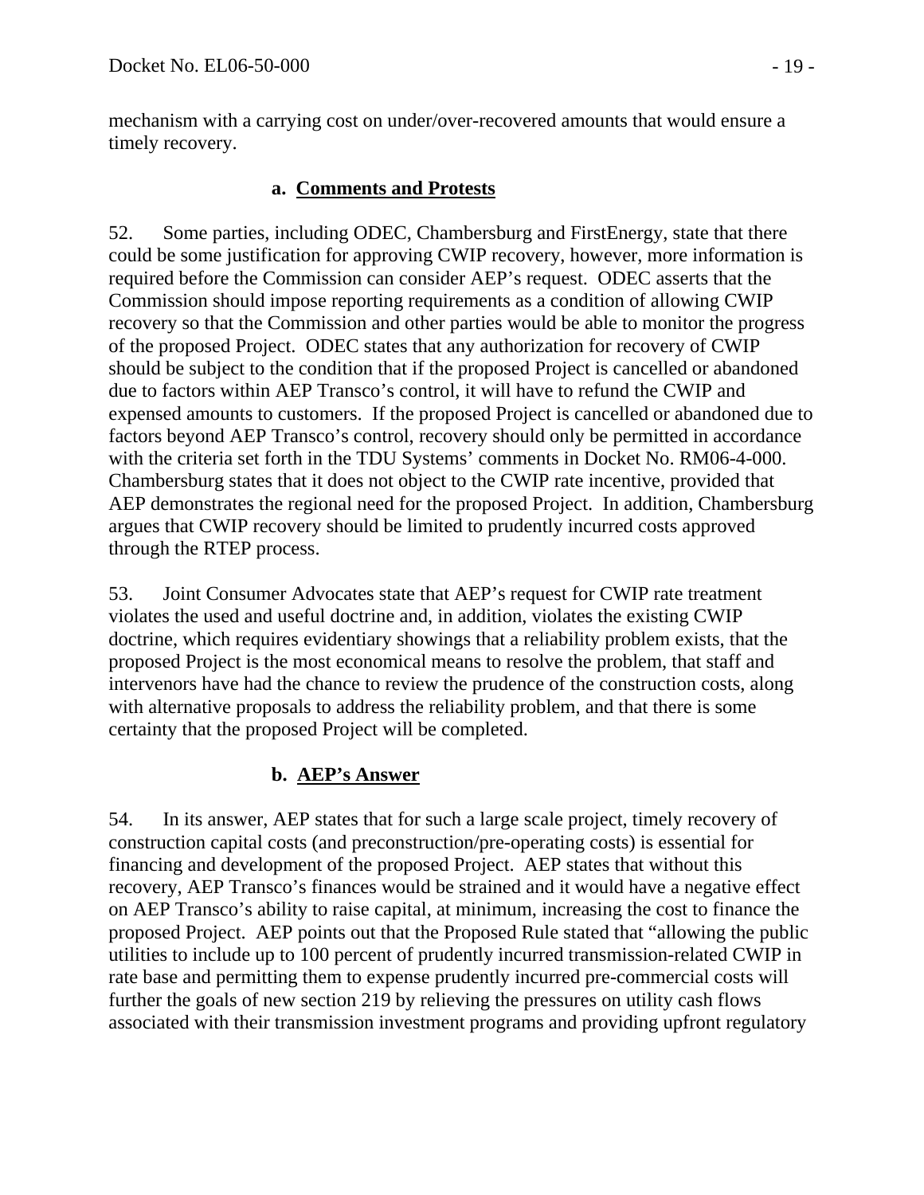mechanism with a carrying cost on under/over-recovered amounts that would ensure a timely recovery.

### a. Comments and Protests

52. Some parties, including ODEC, Chambersburg and FirstEnergy, state that there could be some justification for approving CWIP recovery, however, more information is required before the Commission can consider AEP's request. ODEC asserts that the Commission should impose reporting requirements as a condition of allowing CWIP recovery so that the Commission and other parties would be able to monitor the progress of the proposed Project. ODEC states that any authorization for recovery of CWIP should be subject to the condition that if the proposed Project is cancelled or abandoned due to factors within AEP Transco's control, it will have to refund the CWIP and expensed amounts to customers. If the proposed Project is cancelled or abandoned due to factors beyond AEP Transco's control, recovery should only be permitted in accordance with the criteria set forth in the TDU Systems' comments in Docket No. RM06-4-000. Chambersburg states that it does not object to the CWIP rate incentive, provided that AEP demonstrates the regional need for the proposed Project. In addition, Chambersburg argues that CWIP recovery should be limited to prudently incurred costs approved through the RTEP process.

53. Joint Consumer Advocates state that AEP's request for CWIP rate treatment violates the used and useful doctrine and, in addition, violates the existing CWIP doctrine, which requires evidentiary showings that a reliability problem exists, that the proposed Project is the most economical means to resolve the problem, that staff and intervenors have had the chance to review the prudence of the construction costs, along with alternative proposals to address the reliability problem, and that there is some certainty that the proposed Project will be completed.

### b. AEP's Answer

54. In its answer, AEP states that for such a large scale project, timely recovery of construction capital costs (and preconstruction/pre-operating costs) is essential for financing and development of the proposed Project. AEP states that without this recovery, AEP Transco's finances would be strained and it would have a negative effect on AEP Transco's ability to raise capital, at minimum, increasing the cost to finance the proposed Project. AEP points out that the Proposed Rule stated that "allowing the public utilities to include up to 100 percent of prudently incurred transmission-related CWIP in rate base and permitting them to expense prudently incurred pre-commercial costs will further the goals of new section 219 by relieving the pressures on utility cash flows associated with their transmission investment programs and providing upfront regulatory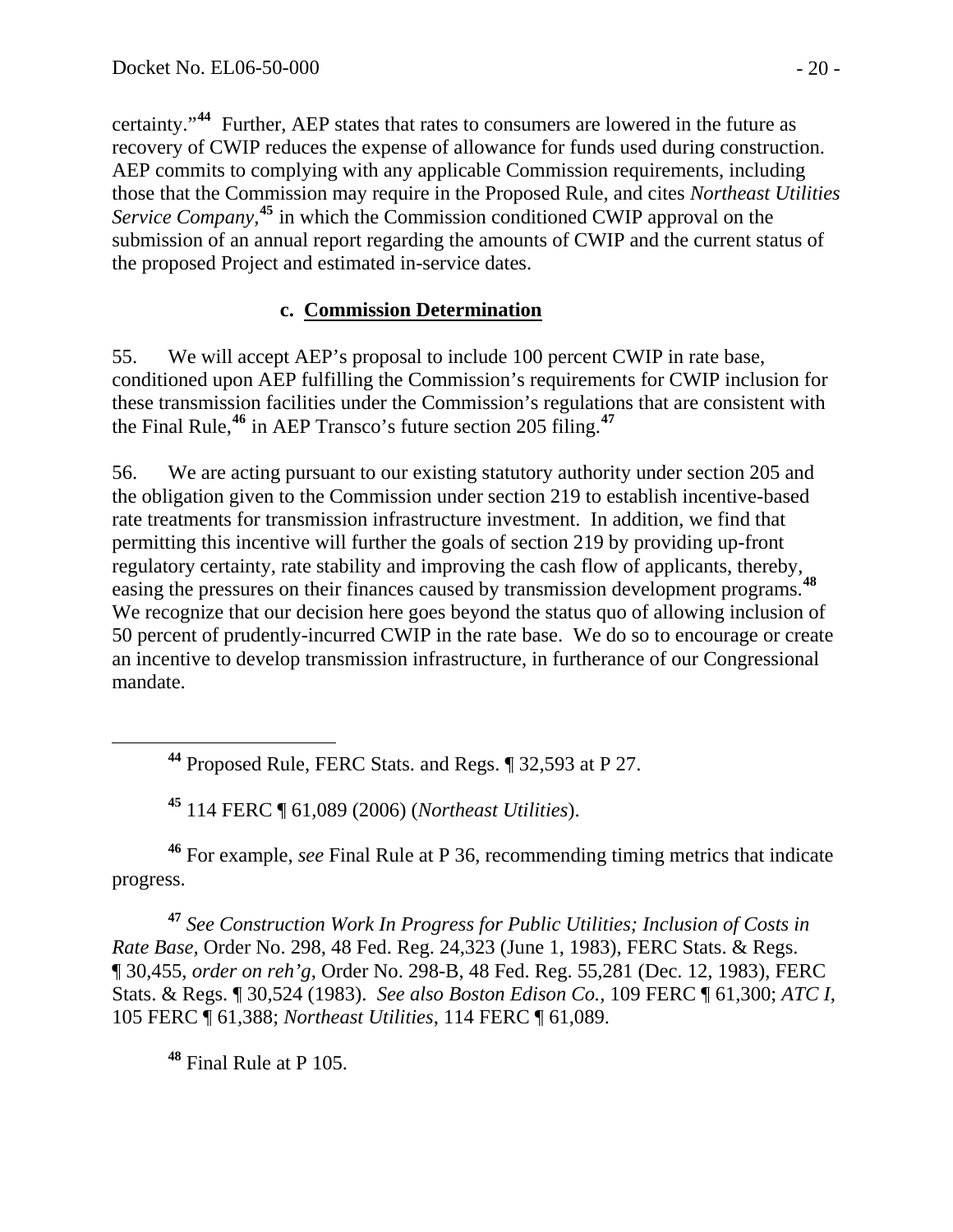certainty."[44] Further, AEP states that rates to consumers are lowered in the future as recovery of CWIP reduces the expense of allowance for funds used during construction. AEP commits to complying with any applicable Commission requirements, including those that the Commission may require in the Proposed Rule, and cites *Northeast Utilities Service Company*,[45] in which the Commission conditioned CWIP approval on the submission of an annual report regarding the amounts of CWIP and the current status of the proposed Project and estimated in-service dates.

### c. **Commission Determination**

55. We will accept AEP's proposal to include 100 percent CWIP in rate base, conditioned upon AEP fulfilling the Commission's requirements for CWIP inclusion for these transmission facilities under the Commission's regulations that are consistent with the Final Rule,[46] in AEP Transco's future section 205 filing.[47]

56. We are acting pursuant to our existing statutory authority under section 205 and the obligation given to the Commission under section 219 to establish incentive-based rate treatments for transmission infrastructure investment. In addition, we find that permitting this incentive will further the goals of section 219 by providing up-front regulatory certainty, rate stability and improving the cash flow of applicants, thereby, easing the pressures on their finances caused by transmission development programs.[48] We recognize that our decision here goes beyond the status quo of allowing inclusion of 50 percent of prudently-incurred CWIP in the rate base. We do so to encourage or create an incentive to develop transmission infrastructure, in furtherance of our Congressional mandate.

---

[44] Proposed Rule, FERC Stats. and Regs. ¶ 32,593 at P 27.

[45] 114 FERC ¶ 61,089 (2006) (*Northeast Utilities*).

[46] For example, *see* Final Rule at P 36, recommending timing metrics that indicate progress.

[47] *See Construction Work In Progress for Public Utilities; Inclusion of Costs in Rate Base*, Order No. 298, 48 Fed. Reg. 24,323 (June 1, 1983), FERC Stats. & Regs. ¶ 30,455, *order on reh'g*, Order No. 298-B, 48 Fed. Reg. 55,281 (Dec. 12, 1983), FERC Stats. & Regs. ¶ 30,524 (1983). *See also Boston Edison Co.*, 109 FERC ¶ 61,300; *ATC I*, 105 FERC ¶ 61,388; *Northeast Utilities*, 114 FERC ¶ 61,089.

[48] Final Rule at P 105.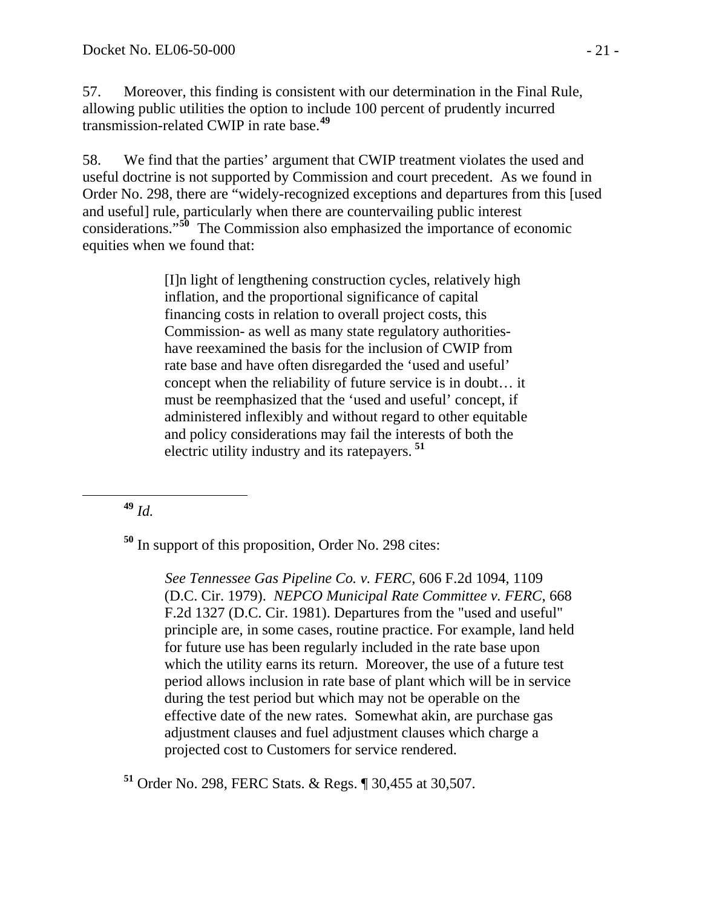57. Moreover, this finding is consistent with our determination in the Final Rule, allowing public utilities the option to include 100 percent of prudently incurred transmission-related CWIP in rate base.[49]

58. We find that the parties' argument that CWIP treatment violates the used and useful doctrine is not supported by Commission and court precedent. As we found in Order No. 298, there are "widely-recognized exceptions and departures from this [used and useful] rule, particularly when there are countervailing public interest considerations."[50] The Commission also emphasized the importance of economic equities when we found that:

> [I]n light of lengthening construction cycles, relatively high inflation, and the proportional significance of capital financing costs in relation to overall project costs, this Commission- as well as many state regulatory authorities- have reexamined the basis for the inclusion of CWIP from rate base and have often disregarded the 'used and useful' concept when the reliability of future service is in doubt… it must be reemphasized that the 'used and useful' concept, if administered inflexibly and without regard to other equitable and policy considerations may fail the interests of both the electric utility industry and its ratepayers.[51]

---

[49] *Id.*

[50] In support of this proposition, Order No. 298 cites:

> *See Tennessee Gas Pipeline Co. v. FERC,* 606 F.2d 1094, 1109 (D.C. Cir. 1979). *NEPCO Municipal Rate Committee v. FERC*, 668 F.2d 1327 (D.C. Cir. 1981). Departures from the "used and useful" principle are, in some cases, routine practice. For example, land held for future use has been regularly included in the rate base upon which the utility earns its return. Moreover, the use of a future test period allows inclusion in rate base of plant which will be in service during the test period but which may not be operable on the effective date of the new rates. Somewhat akin, are purchase gas adjustment clauses and fuel adjustment clauses which charge a projected cost to Customers for service rendered.

[51] Order No. 298, FERC Stats. & Regs. ¶ 30,455 at 30,507.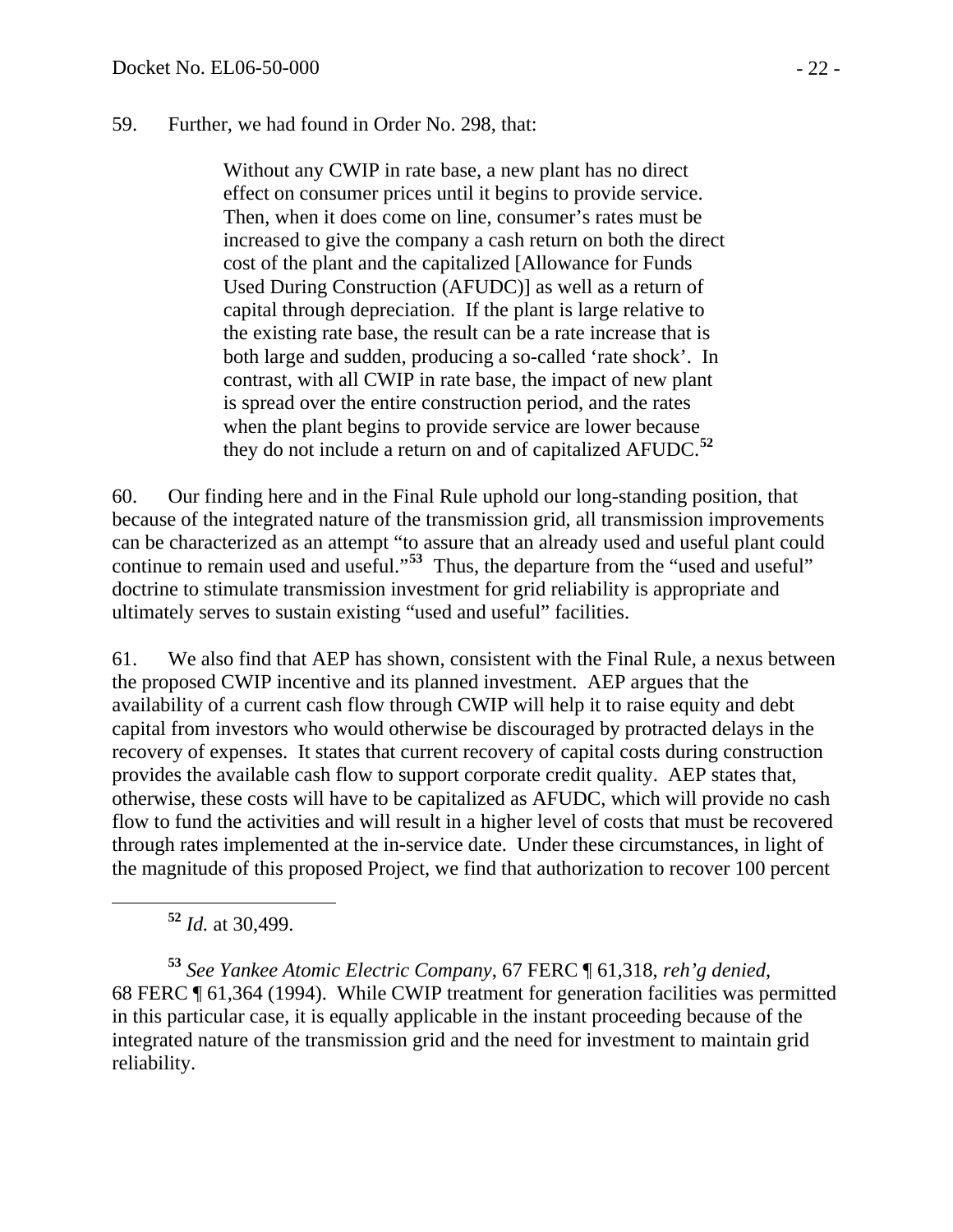59. Further, we had found in Order No. 298, that:

> Without any CWIP in rate base, a new plant has no direct effect on consumer prices until it begins to provide service. Then, when it does come on line, consumer's rates must be increased to give the company a cash return on both the direct cost of the plant and the capitalized [Allowance for Funds Used During Construction (AFUDC)] as well as a return of capital through depreciation. If the plant is large relative to the existing rate base, the result can be a rate increase that is both large and sudden, producing a so-called 'rate shock'. In contrast, with all CWIP in rate base, the impact of new plant is spread over the entire construction period, and the rates when the plant begins to provide service are lower because they do not include a return on and of capitalized AFUDC.[52]

60. Our finding here and in the Final Rule uphold our long-standing position, that because of the integrated nature of the transmission grid, all transmission improvements can be characterized as an attempt "to assure that an already used and useful plant could continue to remain used and useful."[53] Thus, the departure from the "used and useful" doctrine to stimulate transmission investment for grid reliability is appropriate and ultimately serves to sustain existing "used and useful" facilities.

61. We also find that AEP has shown, consistent with the Final Rule, a nexus between the proposed CWIP incentive and its planned investment. AEP argues that the availability of a current cash flow through CWIP will help it to raise equity and debt capital from investors who would otherwise be discouraged by protracted delays in the recovery of expenses. It states that current recovery of capital costs during construction provides the available cash flow to support corporate credit quality. AEP states that, otherwise, these costs will have to be capitalized as AFUDC, which will provide no cash flow to fund the activities and will result in a higher level of costs that must be recovered through rates implemented at the in-service date. Under these circumstances, in light of the magnitude of this proposed Project, we find that authorization to recover 100 percent

---

[52] *Id.* at 30,499.

[53] *See Yankee Atomic Electric Company*, 67 FERC ¶ 61,318, *reh'g denied*, 68 FERC ¶ 61,364 (1994). While CWIP treatment for generation facilities was permitted in this particular case, it is equally applicable in the instant proceeding because of the integrated nature of the transmission grid and the need for investment to maintain grid reliability.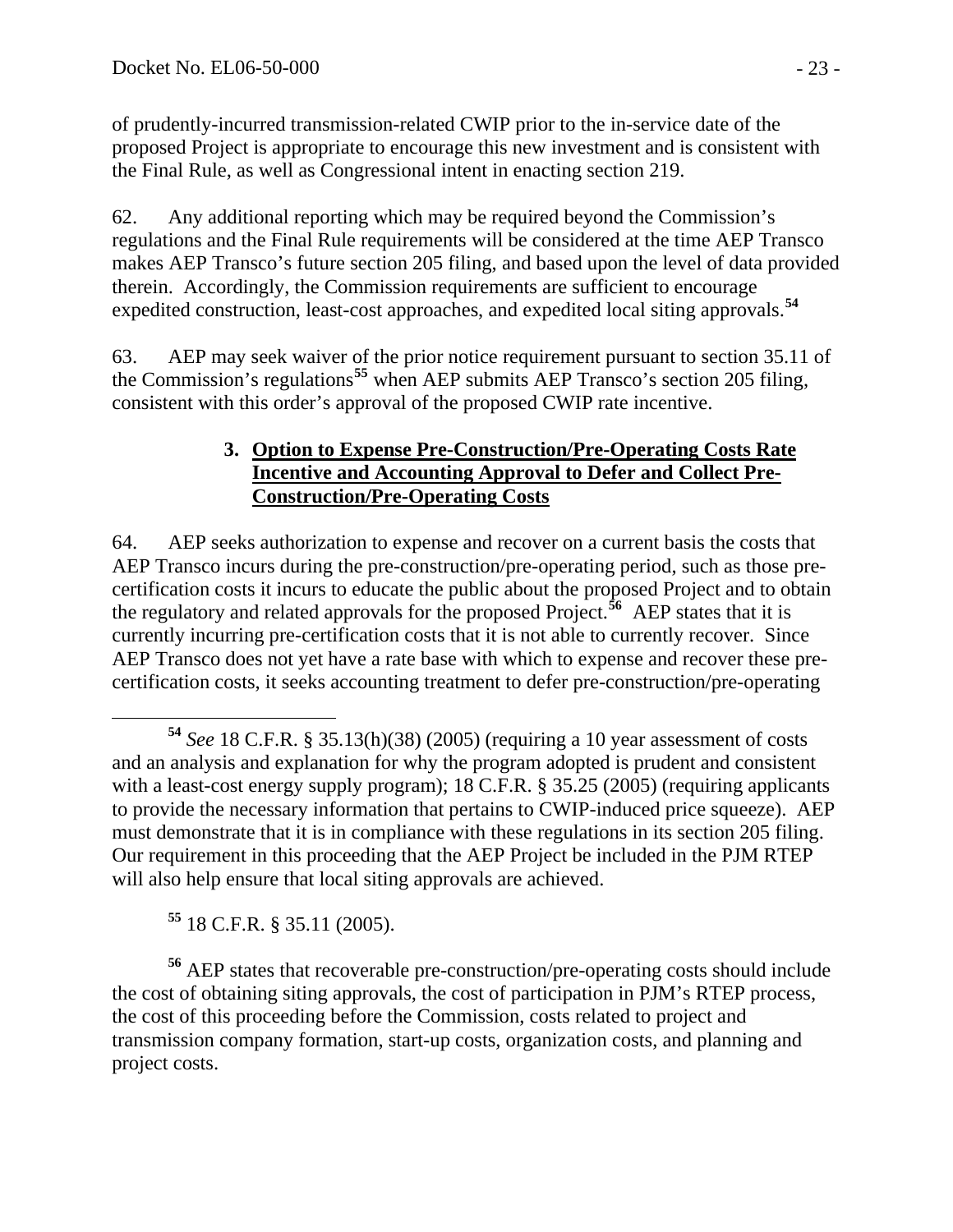of prudently-incurred transmission-related CWIP prior to the in-service date of the proposed Project is appropriate to encourage this new investment and is consistent with the Final Rule, as well as Congressional intent in enacting section 219.

62. Any additional reporting which may be required beyond the Commission's regulations and the Final Rule requirements will be considered at the time AEP Transco makes AEP Transco's future section 205 filing, and based upon the level of data provided therein. Accordingly, the Commission requirements are sufficient to encourage expedited construction, least-cost approaches, and expedited local siting approvals.[54]

63. AEP may seek waiver of the prior notice requirement pursuant to section 35.11 of the Commission's regulations[55] when AEP submits AEP Transco's section 205 filing, consistent with this order's approval of the proposed CWIP rate incentive.

### 3. Option to Expense Pre-Construction/Pre-Operating Costs Rate Incentive and Accounting Approval to Defer and Collect Pre-Construction/Pre-Operating Costs

64. AEP seeks authorization to expense and recover on a current basis the costs that AEP Transco incurs during the pre-construction/pre-operating period, such as those pre-certification costs it incurs to educate the public about the proposed Project and to obtain the regulatory and related approvals for the proposed Project.[56] AEP states that it is currently incurring pre-certification costs that it is not able to currently recover. Since AEP Transco does not yet have a rate base with which to expense and recover these pre-certification costs, it seeks accounting treatment to defer pre-construction/pre-operating

---

[54] *See* 18 C.F.R. § 35.13(h)(38) (2005) (requiring a 10 year assessment of costs and an analysis and explanation for why the program adopted is prudent and consistent with a least-cost energy supply program); 18 C.F.R. § 35.25 (2005) (requiring applicants to provide the necessary information that pertains to CWIP-induced price squeeze). AEP must demonstrate that it is in compliance with these regulations in its section 205 filing. Our requirement in this proceeding that the AEP Project be included in the PJM RTEP will also help ensure that local siting approvals are achieved.

[55] 18 C.F.R. § 35.11 (2005).

[56] AEP states that recoverable pre-construction/pre-operating costs should include the cost of obtaining siting approvals, the cost of participation in PJM's RTEP process, the cost of this proceeding before the Commission, costs related to project and transmission company formation, start-up costs, organization costs, and planning and project costs.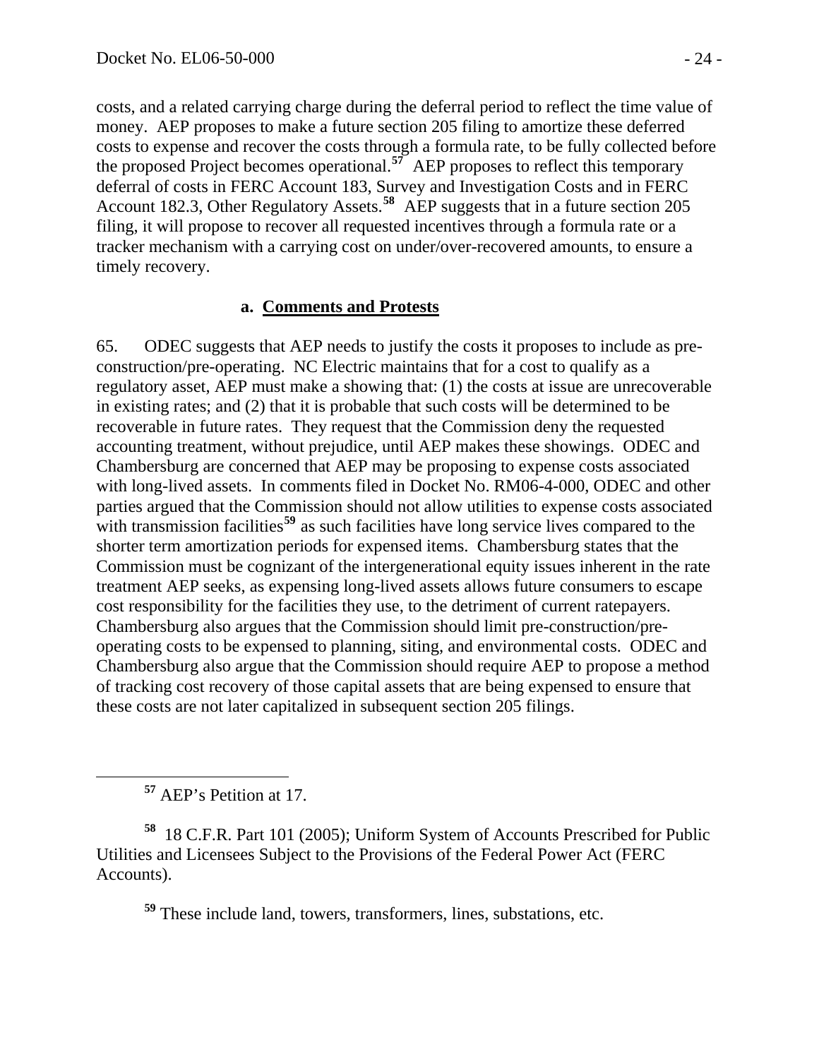costs, and a related carrying charge during the deferral period to reflect the time value of money. AEP proposes to make a future section 205 filing to amortize these deferred costs to expense and recover the costs through a formula rate, to be fully collected before the proposed Project becomes operational.[57] AEP proposes to reflect this temporary deferral of costs in FERC Account 183, Survey and Investigation Costs and in FERC Account 182.3, Other Regulatory Assets.[58] AEP suggests that in a future section 205 filing, it will propose to recover all requested incentives through a formula rate or a tracker mechanism with a carrying cost on under/over-recovered amounts, to ensure a timely recovery.

### a. Comments and Protests

65. ODEC suggests that AEP needs to justify the costs it proposes to include as pre-construction/pre-operating. NC Electric maintains that for a cost to qualify as a regulatory asset, AEP must make a showing that: (1) the costs at issue are unrecoverable in existing rates; and (2) that it is probable that such costs will be determined to be recoverable in future rates. They request that the Commission deny the requested accounting treatment, without prejudice, until AEP makes these showings. ODEC and Chambersburg are concerned that AEP may be proposing to expense costs associated with long-lived assets. In comments filed in Docket No. RM06-4-000, ODEC and other parties argued that the Commission should not allow utilities to expense costs associated with transmission facilities[59] as such facilities have long service lives compared to the shorter term amortization periods for expensed items. Chambersburg states that the Commission must be cognizant of the intergenerational equity issues inherent in the rate treatment AEP seeks, as expensing long-lived assets allows future consumers to escape cost responsibility for the facilities they use, to the detriment of current ratepayers. Chambersburg also argues that the Commission should limit pre-construction/pre-operating costs to be expensed to planning, siting, and environmental costs. ODEC and Chambersburg also argue that the Commission should require AEP to propose a method of tracking cost recovery of those capital assets that are being expensed to ensure that these costs are not later capitalized in subsequent section 205 filings.

---

[57] AEP's Petition at 17.

[58] 18 C.F.R. Part 101 (2005); Uniform System of Accounts Prescribed for Public Utilities and Licensees Subject to the Provisions of the Federal Power Act (FERC Accounts).

[59] These include land, towers, transformers, lines, substations, etc.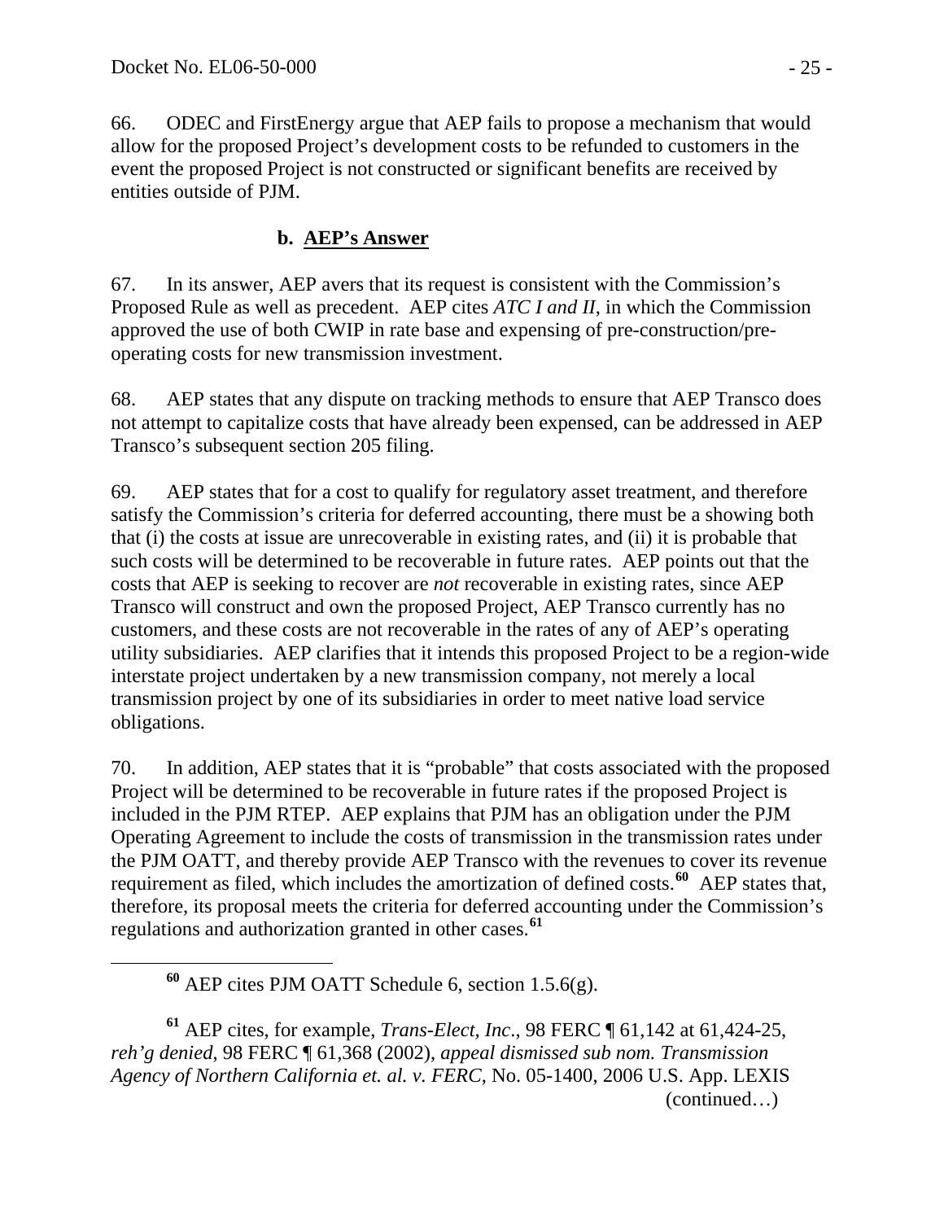66. ODEC and FirstEnergy argue that AEP fails to propose a mechanism that would allow for the proposed Project's development costs to be refunded to customers in the event the proposed Project is not constructed or significant benefits are received by entities outside of PJM.

### b. AEP's Answer

67. In its answer, AEP avers that its request is consistent with the Commission's Proposed Rule as well as precedent. AEP cites *ATC I and II*, in which the Commission approved the use of both CWIP in rate base and expensing of pre-construction/pre-operating costs for new transmission investment.

68. AEP states that any dispute on tracking methods to ensure that AEP Transco does not attempt to capitalize costs that have already been expensed, can be addressed in AEP Transco's subsequent section 205 filing.

69. AEP states that for a cost to qualify for regulatory asset treatment, and therefore satisfy the Commission's criteria for deferred accounting, there must be a showing both that (i) the costs at issue are unrecoverable in existing rates, and (ii) it is probable that such costs will be determined to be recoverable in future rates. AEP points out that the costs that AEP is seeking to recover are *not* recoverable in existing rates, since AEP Transco will construct and own the proposed Project, AEP Transco currently has no customers, and these costs are not recoverable in the rates of any of AEP's operating utility subsidiaries. AEP clarifies that it intends this proposed Project to be a region-wide interstate project undertaken by a new transmission company, not merely a local transmission project by one of its subsidiaries in order to meet native load service obligations.

70. In addition, AEP states that it is "probable" that costs associated with the proposed Project will be determined to be recoverable in future rates if the proposed Project is included in the PJM RTEP. AEP explains that PJM has an obligation under the PJM Operating Agreement to include the costs of transmission in the transmission rates under the PJM OATT, and thereby provide AEP Transco with the revenues to cover its revenue requirement as filed, which includes the amortization of defined costs.[60] AEP states that, therefore, its proposal meets the criteria for deferred accounting under the Commission's regulations and authorization granted in other cases.[61]

---

[60] AEP cites PJM OATT Schedule 6, section 1.5.6(g).

[61] AEP cites, for example, *Trans-Elect, Inc*., 98 FERC ¶ 61,142 at 61,424-25, *reh'g denied*, 98 FERC ¶ 61,368 (2002), *appeal dismissed sub nom. Transmission Agency of Northern California et. al. v. FERC*, No. 05-1400, 2006 U.S. App. LEXIS (continued…)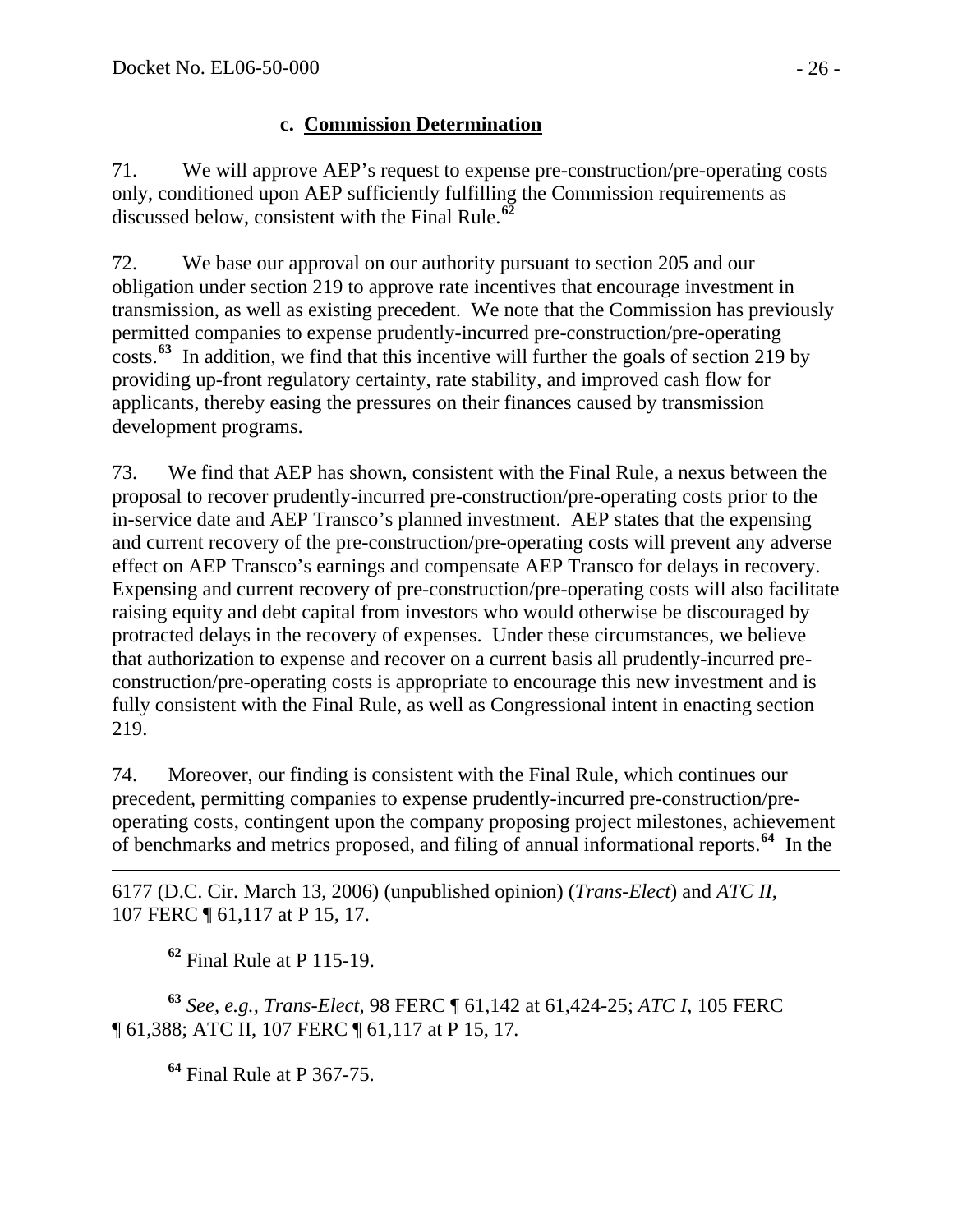### c. **Commission Determination**

71. We will approve AEP's request to expense pre-construction/pre-operating costs only, conditioned upon AEP sufficiently fulfilling the Commission requirements as discussed below, consistent with the Final Rule.[62]

72. We base our approval on our authority pursuant to section 205 and our obligation under section 219 to approve rate incentives that encourage investment in transmission, as well as existing precedent. We note that the Commission has previously permitted companies to expense prudently-incurred pre-construction/pre-operating costs.[63] In addition, we find that this incentive will further the goals of section 219 by providing up-front regulatory certainty, rate stability, and improved cash flow for applicants, thereby easing the pressures on their finances caused by transmission development programs.

73. We find that AEP has shown, consistent with the Final Rule, a nexus between the proposal to recover prudently-incurred pre-construction/pre-operating costs prior to the in-service date and AEP Transco's planned investment. AEP states that the expensing and current recovery of the pre-construction/pre-operating costs will prevent any adverse effect on AEP Transco's earnings and compensate AEP Transco for delays in recovery. Expensing and current recovery of pre-construction/pre-operating costs will also facilitate raising equity and debt capital from investors who would otherwise be discouraged by protracted delays in the recovery of expenses. Under these circumstances, we believe that authorization to expense and recover on a current basis all prudently-incurred pre-construction/pre-operating costs is appropriate to encourage this new investment and is fully consistent with the Final Rule, as well as Congressional intent in enacting section 219.

74. Moreover, our finding is consistent with the Final Rule, which continues our precedent, permitting companies to expense prudently-incurred pre-construction/pre-operating costs, contingent upon the company proposing project milestones, achievement of benchmarks and metrics proposed, and filing of annual informational reports.[64] In the

---

6177 (D.C. Cir. March 13, 2006) (unpublished opinion) (*Trans-Elect*) and *ATC II*, 107 FERC ¶ 61,117 at P 15, 17.

[62] Final Rule at P 115-19.

[63] *See, e.g.*, *Trans-Elect*, 98 FERC ¶ 61,142 at 61,424-25; *ATC I*, 105 FERC ¶ 61,388; ATC II, 107 FERC ¶ 61,117 at P 15, 17.

[64] Final Rule at P 367-75.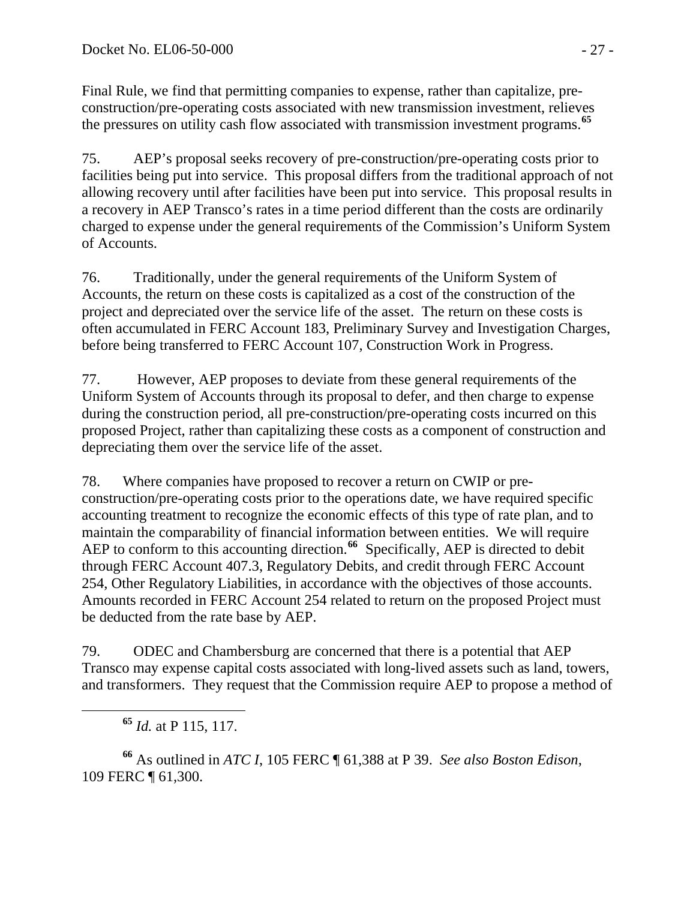Final Rule, we find that permitting companies to expense, rather than capitalize, pre-construction/pre-operating costs associated with new transmission investment, relieves the pressures on utility cash flow associated with transmission investment programs.[65]

75. AEP's proposal seeks recovery of pre-construction/pre-operating costs prior to facilities being put into service. This proposal differs from the traditional approach of not allowing recovery until after facilities have been put into service. This proposal results in a recovery in AEP Transco's rates in a time period different than the costs are ordinarily charged to expense under the general requirements of the Commission's Uniform System of Accounts.

76. Traditionally, under the general requirements of the Uniform System of Accounts, the return on these costs is capitalized as a cost of the construction of the project and depreciated over the service life of the asset. The return on these costs is often accumulated in FERC Account 183, Preliminary Survey and Investigation Charges, before being transferred to FERC Account 107, Construction Work in Progress.

77. However, AEP proposes to deviate from these general requirements of the Uniform System of Accounts through its proposal to defer, and then charge to expense during the construction period, all pre-construction/pre-operating costs incurred on this proposed Project, rather than capitalizing these costs as a component of construction and depreciating them over the service life of the asset.

78. Where companies have proposed to recover a return on CWIP or pre-construction/pre-operating costs prior to the operations date, we have required specific accounting treatment to recognize the economic effects of this type of rate plan, and to maintain the comparability of financial information between entities. We will require AEP to conform to this accounting direction.[66] Specifically, AEP is directed to debit through FERC Account 407.3, Regulatory Debits, and credit through FERC Account 254, Other Regulatory Liabilities, in accordance with the objectives of those accounts. Amounts recorded in FERC Account 254 related to return on the proposed Project must be deducted from the rate base by AEP.

79. ODEC and Chambersburg are concerned that there is a potential that AEP Transco may expense capital costs associated with long-lived assets such as land, towers, and transformers. They request that the Commission require AEP to propose a method of

---

[65] *Id.* at P 115, 117.

[66] As outlined in *ATC I*, 105 FERC ¶ 61,388 at P 39. *See also Boston Edison*, 109 FERC ¶ 61,300.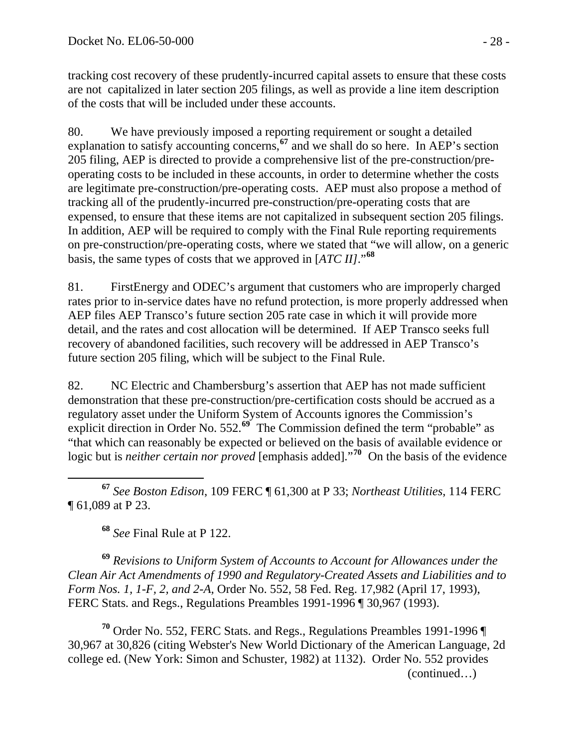tracking cost recovery of these prudently-incurred capital assets to ensure that these costs are not capitalized in later section 205 filings, as well as provide a line item description of the costs that will be included under these accounts.

80. We have previously imposed a reporting requirement or sought a detailed explanation to satisfy accounting concerns,[67] and we shall do so here. In AEP's section 205 filing, AEP is directed to provide a comprehensive list of the pre-construction/pre-operating costs to be included in these accounts, in order to determine whether the costs are legitimate pre-construction/pre-operating costs. AEP must also propose a method of tracking all of the prudently-incurred pre-construction/pre-operating costs that are expensed, to ensure that these items are not capitalized in subsequent section 205 filings. In addition, AEP will be required to comply with the Final Rule reporting requirements on pre-construction/pre-operating costs, where we stated that "we will allow, on a generic basis, the same types of costs that we approved in [*ATC II]*."[68]

81. FirstEnergy and ODEC's argument that customers who are improperly charged rates prior to in-service dates have no refund protection, is more properly addressed when AEP files AEP Transco's future section 205 rate case in which it will provide more detail, and the rates and cost allocation will be determined. If AEP Transco seeks full recovery of abandoned facilities, such recovery will be addressed in AEP Transco's future section 205 filing, which will be subject to the Final Rule.

82. NC Electric and Chambersburg's assertion that AEP has not made sufficient demonstration that these pre-construction/pre-certification costs should be accrued as a regulatory asset under the Uniform System of Accounts ignores the Commission's explicit direction in Order No. 552.[69] The Commission defined the term "probable" as "that which can reasonably be expected or believed on the basis of available evidence or logic but is *neither certain nor proved* [emphasis added]."[70] On the basis of the evidence

---

[67] *See Boston Edison*, 109 FERC ¶ 61,300 at P 33; *Northeast Utilities*, 114 FERC ¶ 61,089 at P 23.

[68] *See* Final Rule at P 122.

[69] *Revisions to Uniform System of Accounts to Account for Allowances under the Clean Air Act Amendments of 1990 and Regulatory-Created Assets and Liabilities and to Form Nos. 1, 1-F, 2, and 2-A*, Order No. 552, 58 Fed. Reg. 17,982 (April 17, 1993), FERC Stats. and Regs., Regulations Preambles 1991-1996 ¶ 30,967 (1993).

[70] Order No. 552, FERC Stats. and Regs., Regulations Preambles 1991-1996 ¶ 30,967 at 30,826 (citing Webster's New World Dictionary of the American Language, 2d college ed. (New York: Simon and Schuster, 1982) at 1132). Order No. 552 provides (continued…)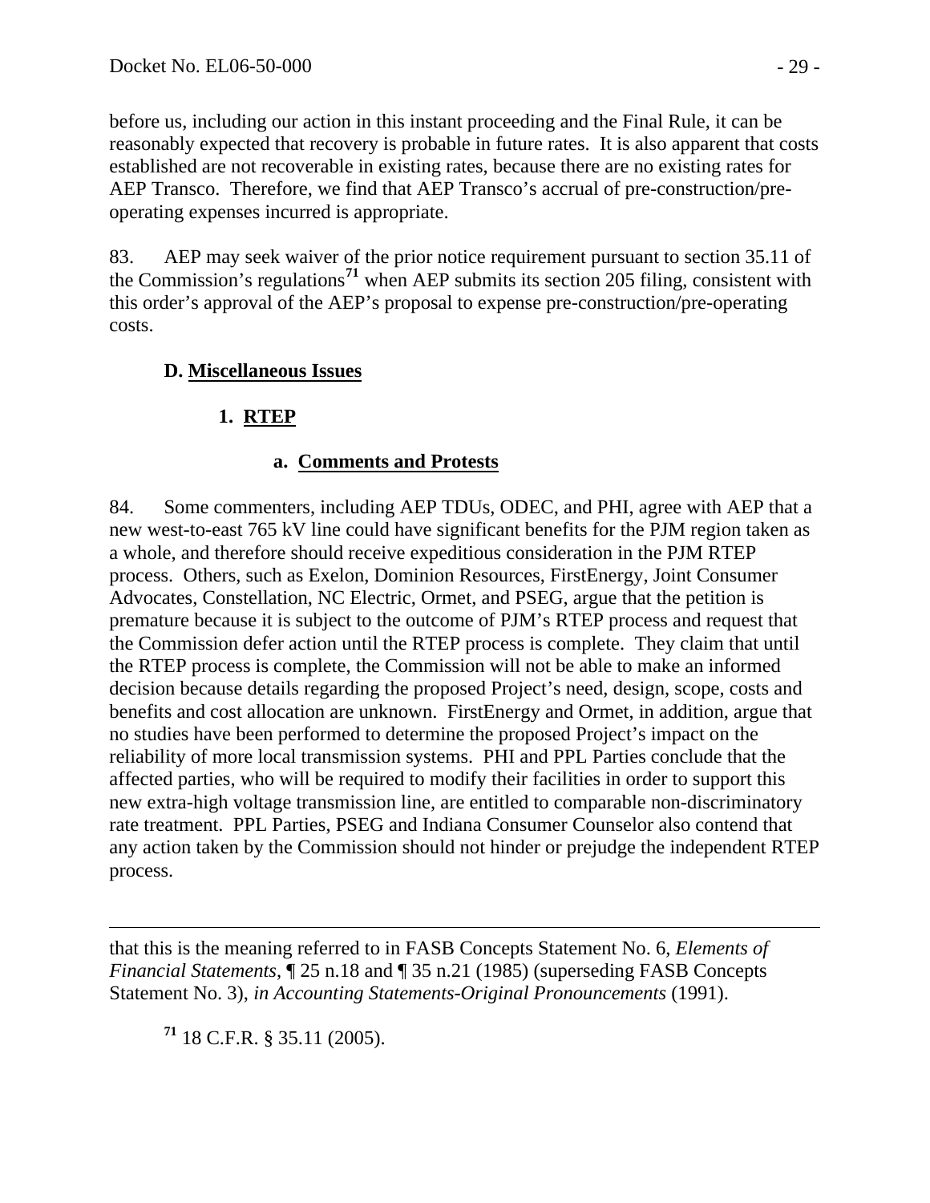before us, including our action in this instant proceeding and the Final Rule, it can be reasonably expected that recovery is probable in future rates. It is also apparent that costs established are not recoverable in existing rates, because there are no existing rates for AEP Transco. Therefore, we find that AEP Transco's accrual of pre-construction/pre-operating expenses incurred is appropriate.

83. AEP may seek waiver of the prior notice requirement pursuant to section 35.11 of the Commission's regulations[71] when AEP submits its section 205 filing, consistent with this order's approval of the AEP's proposal to expense pre-construction/pre-operating costs.

### D. Miscellaneous Issues

#### 1. RTEP

##### a. Comments and Protests

84. Some commenters, including AEP TDUs, ODEC, and PHI, agree with AEP that a new west-to-east 765 kV line could have significant benefits for the PJM region taken as a whole, and therefore should receive expeditious consideration in the PJM RTEP process. Others, such as Exelon, Dominion Resources, FirstEnergy, Joint Consumer Advocates, Constellation, NC Electric, Ormet, and PSEG, argue that the petition is premature because it is subject to the outcome of PJM's RTEP process and request that the Commission defer action until the RTEP process is complete. They claim that until the RTEP process is complete, the Commission will not be able to make an informed decision because details regarding the proposed Project's need, design, scope, costs and benefits and cost allocation are unknown. FirstEnergy and Ormet, in addition, argue that no studies have been performed to determine the proposed Project's impact on the reliability of more local transmission systems. PHI and PPL Parties conclude that the affected parties, who will be required to modify their facilities in order to support this new extra-high voltage transmission line, are entitled to comparable non-discriminatory rate treatment. PPL Parties, PSEG and Indiana Consumer Counselor also contend that any action taken by the Commission should not hinder or prejudge the independent RTEP process.

---

that this is the meaning referred to in FASB Concepts Statement No. 6, *Elements of Financial Statements*, ¶ 25 n.18 and ¶ 35 n.21 (1985) (superseding FASB Concepts Statement No. 3), *in Accounting Statements-Original Pronouncements* (1991).

[71] 18 C.F.R. § 35.11 (2005).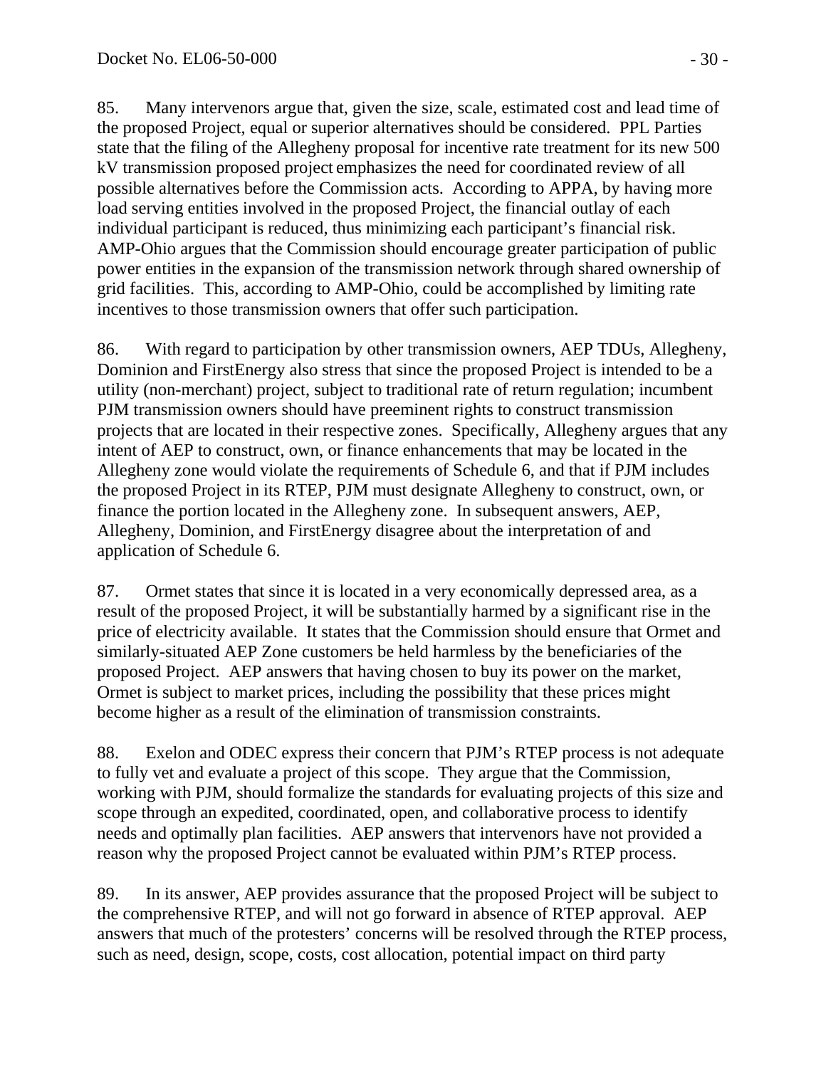85. Many intervenors argue that, given the size, scale, estimated cost and lead time of the proposed Project, equal or superior alternatives should be considered. PPL Parties state that the filing of the Allegheny proposal for incentive rate treatment for its new 500 kV transmission proposed project emphasizes the need for coordinated review of all possible alternatives before the Commission acts. According to APPA, by having more load serving entities involved in the proposed Project, the financial outlay of each individual participant is reduced, thus minimizing each participant's financial risk. AMP-Ohio argues that the Commission should encourage greater participation of public power entities in the expansion of the transmission network through shared ownership of grid facilities. This, according to AMP-Ohio, could be accomplished by limiting rate incentives to those transmission owners that offer such participation.

86. With regard to participation by other transmission owners, AEP TDUs, Allegheny, Dominion and FirstEnergy also stress that since the proposed Project is intended to be a utility (non-merchant) project, subject to traditional rate of return regulation; incumbent PJM transmission owners should have preeminent rights to construct transmission projects that are located in their respective zones. Specifically, Allegheny argues that any intent of AEP to construct, own, or finance enhancements that may be located in the Allegheny zone would violate the requirements of Schedule 6, and that if PJM includes the proposed Project in its RTEP, PJM must designate Allegheny to construct, own, or finance the portion located in the Allegheny zone. In subsequent answers, AEP, Allegheny, Dominion, and FirstEnergy disagree about the interpretation of and application of Schedule 6.

87. Ormet states that since it is located in a very economically depressed area, as a result of the proposed Project, it will be substantially harmed by a significant rise in the price of electricity available. It states that the Commission should ensure that Ormet and similarly-situated AEP Zone customers be held harmless by the beneficiaries of the proposed Project. AEP answers that having chosen to buy its power on the market, Ormet is subject to market prices, including the possibility that these prices might become higher as a result of the elimination of transmission constraints.

88. Exelon and ODEC express their concern that PJM's RTEP process is not adequate to fully vet and evaluate a project of this scope. They argue that the Commission, working with PJM, should formalize the standards for evaluating projects of this size and scope through an expedited, coordinated, open, and collaborative process to identify needs and optimally plan facilities. AEP answers that intervenors have not provided a reason why the proposed Project cannot be evaluated within PJM's RTEP process.

89. In its answer, AEP provides assurance that the proposed Project will be subject to the comprehensive RTEP, and will not go forward in absence of RTEP approval. AEP answers that much of the protesters' concerns will be resolved through the RTEP process, such as need, design, scope, costs, cost allocation, potential impact on third party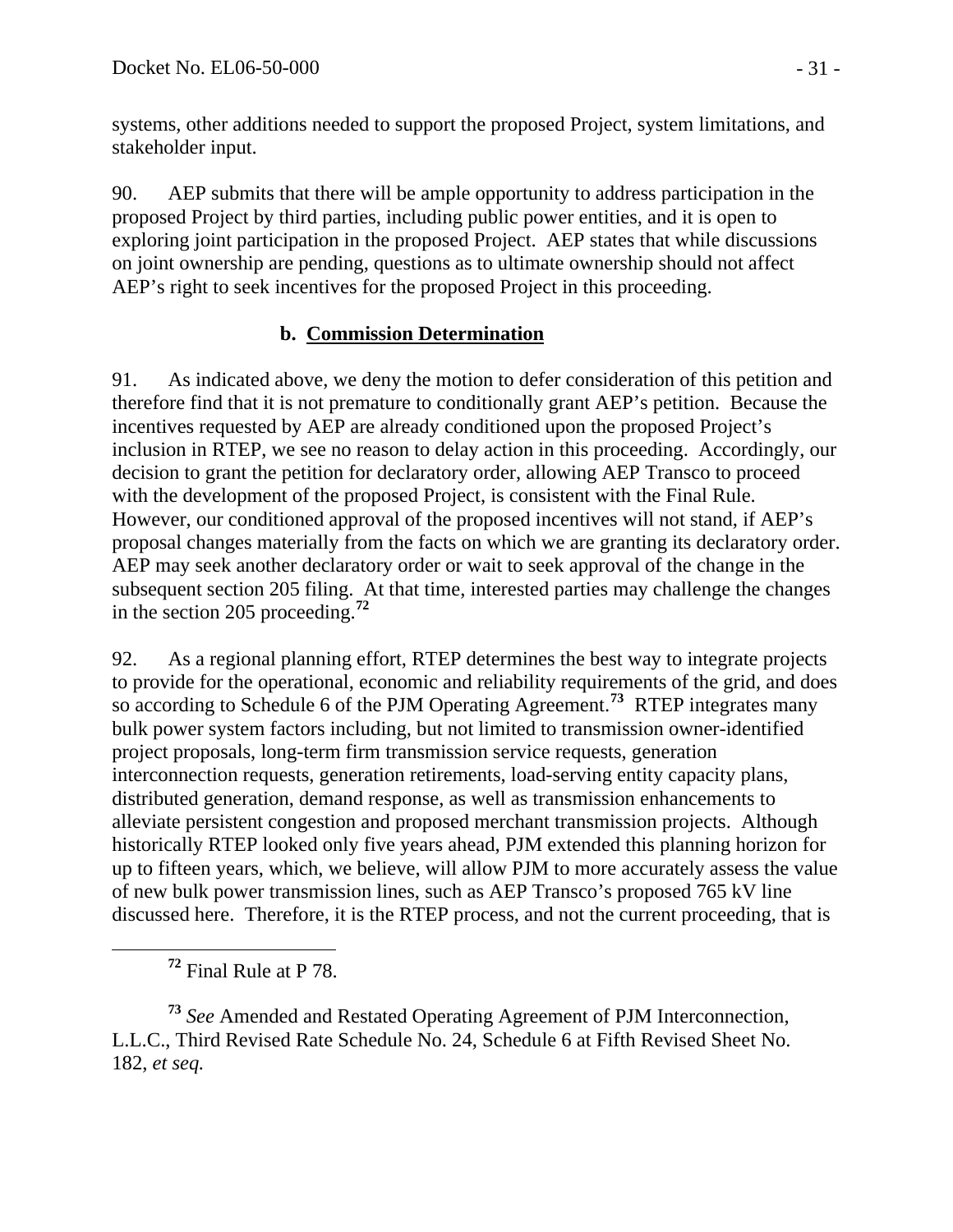systems, other additions needed to support the proposed Project, system limitations, and stakeholder input.

90. AEP submits that there will be ample opportunity to address participation in the proposed Project by third parties, including public power entities, and it is open to exploring joint participation in the proposed Project. AEP states that while discussions on joint ownership are pending, questions as to ultimate ownership should not affect AEP's right to seek incentives for the proposed Project in this proceeding.

### b. Commission Determination

91. As indicated above, we deny the motion to defer consideration of this petition and therefore find that it is not premature to conditionally grant AEP's petition. Because the incentives requested by AEP are already conditioned upon the proposed Project's inclusion in RTEP, we see no reason to delay action in this proceeding. Accordingly, our decision to grant the petition for declaratory order, allowing AEP Transco to proceed with the development of the proposed Project, is consistent with the Final Rule. However, our conditioned approval of the proposed incentives will not stand, if AEP's proposal changes materially from the facts on which we are granting its declaratory order. AEP may seek another declaratory order or wait to seek approval of the change in the subsequent section 205 filing. At that time, interested parties may challenge the changes in the section 205 proceeding.[72]

92. As a regional planning effort, RTEP determines the best way to integrate projects to provide for the operational, economic and reliability requirements of the grid, and does so according to Schedule 6 of the PJM Operating Agreement.[73] RTEP integrates many bulk power system factors including, but not limited to transmission owner-identified project proposals, long-term firm transmission service requests, generation interconnection requests, generation retirements, load-serving entity capacity plans, distributed generation, demand response, as well as transmission enhancements to alleviate persistent congestion and proposed merchant transmission projects. Although historically RTEP looked only five years ahead, PJM extended this planning horizon for up to fifteen years, which, we believe, will allow PJM to more accurately assess the value of new bulk power transmission lines, such as AEP Transco's proposed 765 kV line discussed here. Therefore, it is the RTEP process, and not the current proceeding, that is

[72] Final Rule at P 78.

[73] *See* Amended and Restated Operating Agreement of PJM Interconnection, L.L.C., Third Revised Rate Schedule No. 24, Schedule 6 at Fifth Revised Sheet No. 182, *et seq.*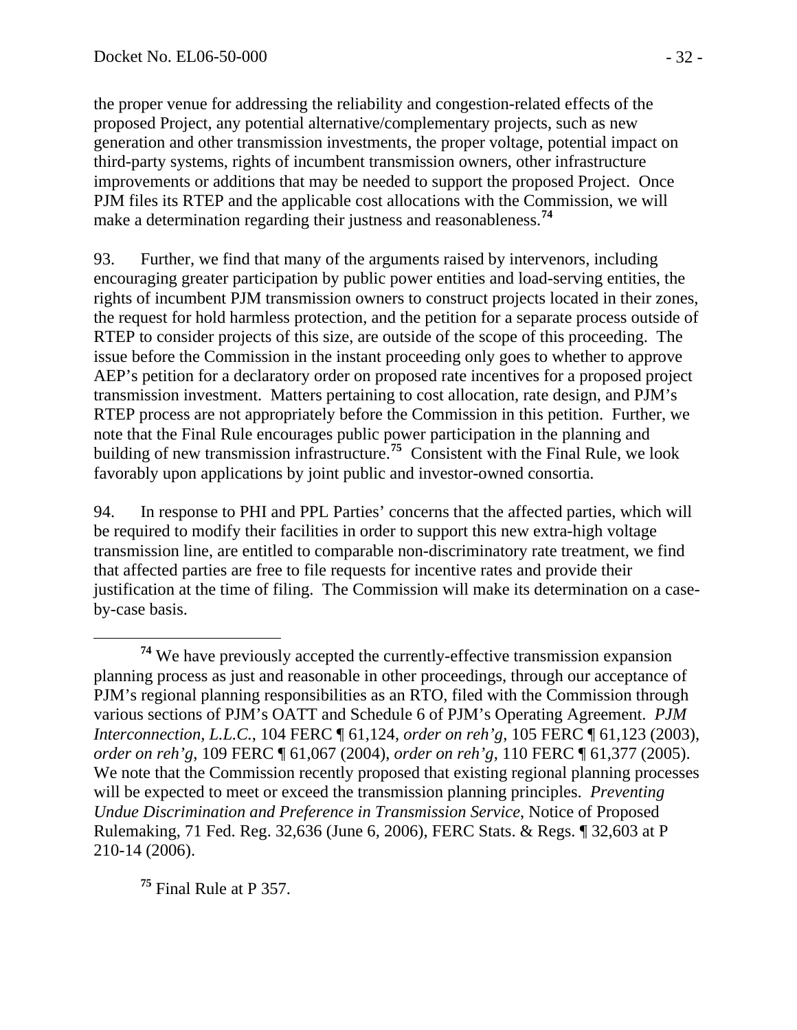the proper venue for addressing the reliability and congestion-related effects of the proposed Project, any potential alternative/complementary projects, such as new generation and other transmission investments, the proper voltage, potential impact on third-party systems, rights of incumbent transmission owners, other infrastructure improvements or additions that may be needed to support the proposed Project. Once PJM files its RTEP and the applicable cost allocations with the Commission, we will make a determination regarding their justness and reasonableness.[74]

93. Further, we find that many of the arguments raised by intervenors, including encouraging greater participation by public power entities and load-serving entities, the rights of incumbent PJM transmission owners to construct projects located in their zones, the request for hold harmless protection, and the petition for a separate process outside of RTEP to consider projects of this size, are outside of the scope of this proceeding. The issue before the Commission in the instant proceeding only goes to whether to approve AEP's petition for a declaratory order on proposed rate incentives for a proposed project transmission investment. Matters pertaining to cost allocation, rate design, and PJM's RTEP process are not appropriately before the Commission in this petition. Further, we note that the Final Rule encourages public power participation in the planning and building of new transmission infrastructure.[75] Consistent with the Final Rule, we look favorably upon applications by joint public and investor-owned consortia.

94. In response to PHI and PPL Parties' concerns that the affected parties, which will be required to modify their facilities in order to support this new extra-high voltage transmission line, are entitled to comparable non-discriminatory rate treatment, we find that affected parties are free to file requests for incentive rates and provide their justification at the time of filing. The Commission will make its determination on a case-by-case basis.

---

[74] We have previously accepted the currently-effective transmission expansion planning process as just and reasonable in other proceedings, through our acceptance of PJM's regional planning responsibilities as an RTO, filed with the Commission through various sections of PJM's OATT and Schedule 6 of PJM's Operating Agreement. *PJM Interconnection, L.L.C.*, 104 FERC ¶ 61,124, *order on reh'g*, 105 FERC ¶ 61,123 (2003), *order on reh'g*, 109 FERC ¶ 61,067 (2004), *order on reh'g*, 110 FERC ¶ 61,377 (2005). We note that the Commission recently proposed that existing regional planning processes will be expected to meet or exceed the transmission planning principles. *Preventing Undue Discrimination and Preference in Transmission Service*, Notice of Proposed Rulemaking, 71 Fed. Reg. 32,636 (June 6, 2006), FERC Stats. & Regs. ¶ 32,603 at P 210-14 (2006).

[75] Final Rule at P 357.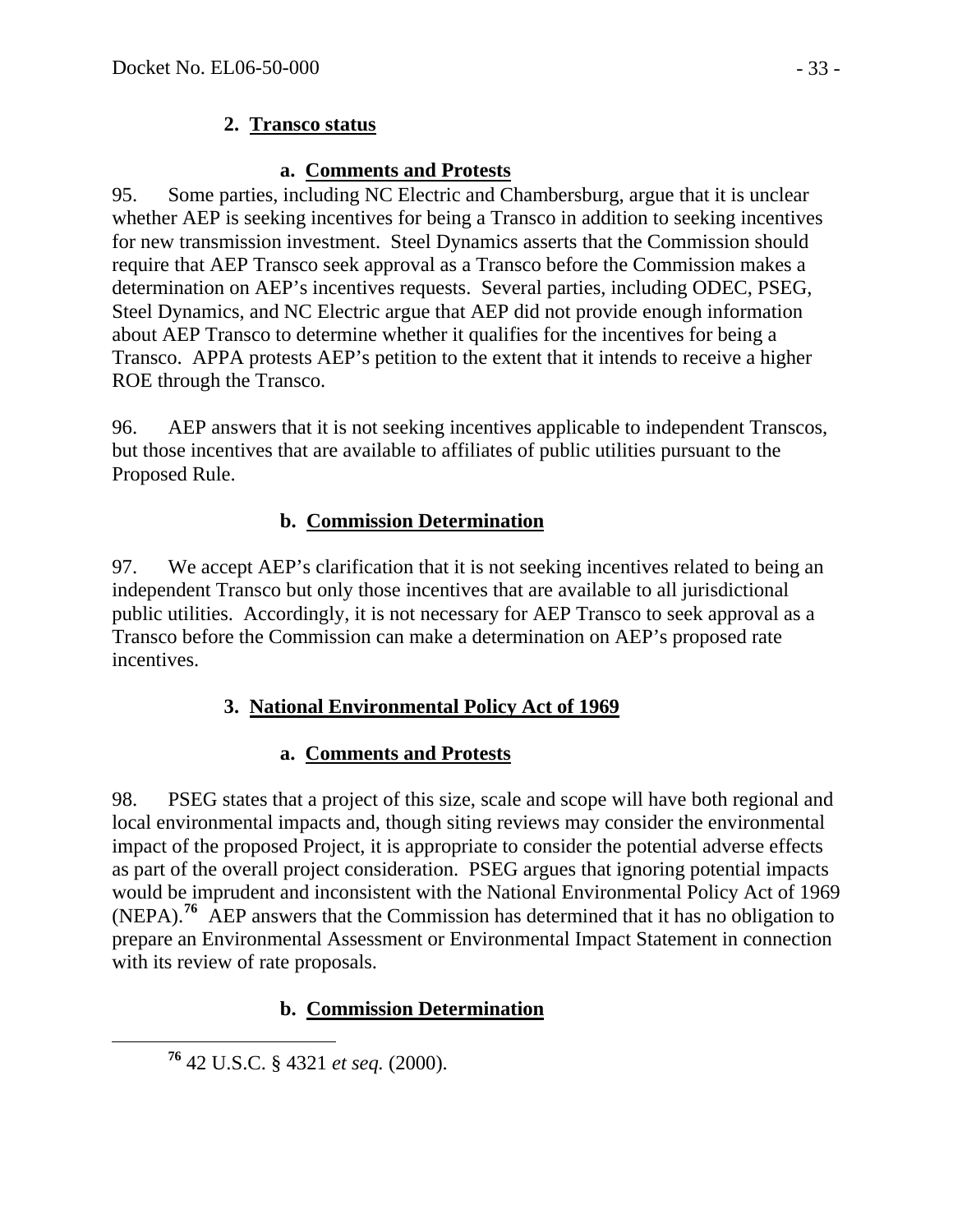### 2. Transco status

#### a. Comments and Protests

95. Some parties, including NC Electric and Chambersburg, argue that it is unclear whether AEP is seeking incentives for being a Transco in addition to seeking incentives for new transmission investment. Steel Dynamics asserts that the Commission should require that AEP Transco seek approval as a Transco before the Commission makes a determination on AEP's incentives requests. Several parties, including ODEC, PSEG, Steel Dynamics, and NC Electric argue that AEP did not provide enough information about AEP Transco to determine whether it qualifies for the incentives for being a Transco. APPA protests AEP's petition to the extent that it intends to receive a higher ROE through the Transco.

96. AEP answers that it is not seeking incentives applicable to independent Transcos, but those incentives that are available to affiliates of public utilities pursuant to the Proposed Rule.

#### b. Commission Determination

97. We accept AEP's clarification that it is not seeking incentives related to being an independent Transco but only those incentives that are available to all jurisdictional public utilities. Accordingly, it is not necessary for AEP Transco to seek approval as a Transco before the Commission can make a determination on AEP's proposed rate incentives.

### 3. National Environmental Policy Act of 1969

#### a. Comments and Protests

98. PSEG states that a project of this size, scale and scope will have both regional and local environmental impacts and, though siting reviews may consider the environmental impact of the proposed Project, it is appropriate to consider the potential adverse effects as part of the overall project consideration. PSEG argues that ignoring potential impacts would be imprudent and inconsistent with the National Environmental Policy Act of 1969 (NEPA).[76] AEP answers that the Commission has determined that it has no obligation to prepare an Environmental Assessment or Environmental Impact Statement in connection with its review of rate proposals.

#### b. Commission Determination

---

[76] 42 U.S.C. § 4321 *et seq.* (2000).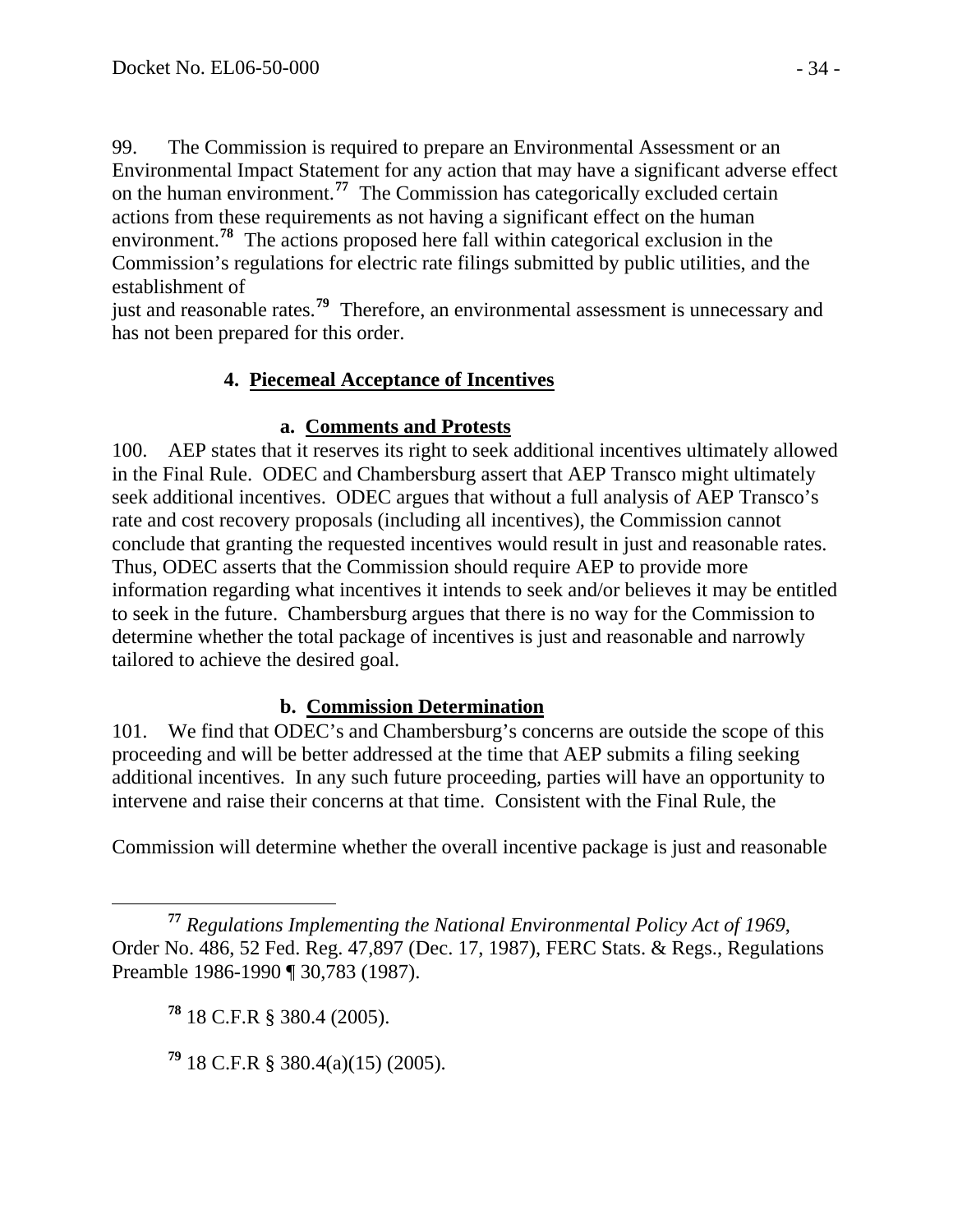99. The Commission is required to prepare an Environmental Assessment or an Environmental Impact Statement for any action that may have a significant adverse effect on the human environment.[77] The Commission has categorically excluded certain actions from these requirements as not having a significant effect on the human environment.[78] The actions proposed here fall within categorical exclusion in the Commission's regulations for electric rate filings submitted by public utilities, and the establishment of just and reasonable rates.[79] Therefore, an environmental assessment is unnecessary and has not been prepared for this order.

### 4. Piecemeal Acceptance of Incentives

#### a. Comments and Protests

100. AEP states that it reserves its right to seek additional incentives ultimately allowed in the Final Rule. ODEC and Chambersburg assert that AEP Transco might ultimately seek additional incentives. ODEC argues that without a full analysis of AEP Transco's rate and cost recovery proposals (including all incentives), the Commission cannot conclude that granting the requested incentives would result in just and reasonable rates. Thus, ODEC asserts that the Commission should require AEP to provide more information regarding what incentives it intends to seek and/or believes it may be entitled to seek in the future. Chambersburg argues that there is no way for the Commission to determine whether the total package of incentives is just and reasonable and narrowly tailored to achieve the desired goal.

#### b. Commission Determination

101. We find that ODEC's and Chambersburg's concerns are outside the scope of this proceeding and will be better addressed at the time that AEP submits a filing seeking additional incentives. In any such future proceeding, parties will have an opportunity to intervene and raise their concerns at that time. Consistent with the Final Rule, the Commission will determine whether the overall incentive package is just and reasonable

---

[77] *Regulations Implementing the National Environmental Policy Act of 1969*, Order No. 486, 52 Fed. Reg. 47,897 (Dec. 17, 1987), FERC Stats. & Regs., Regulations Preamble 1986-1990 ¶ 30,783 (1987).

[78] 18 C.F.R § 380.4 (2005).

[79] 18 C.F.R § 380.4(a)(15) (2005).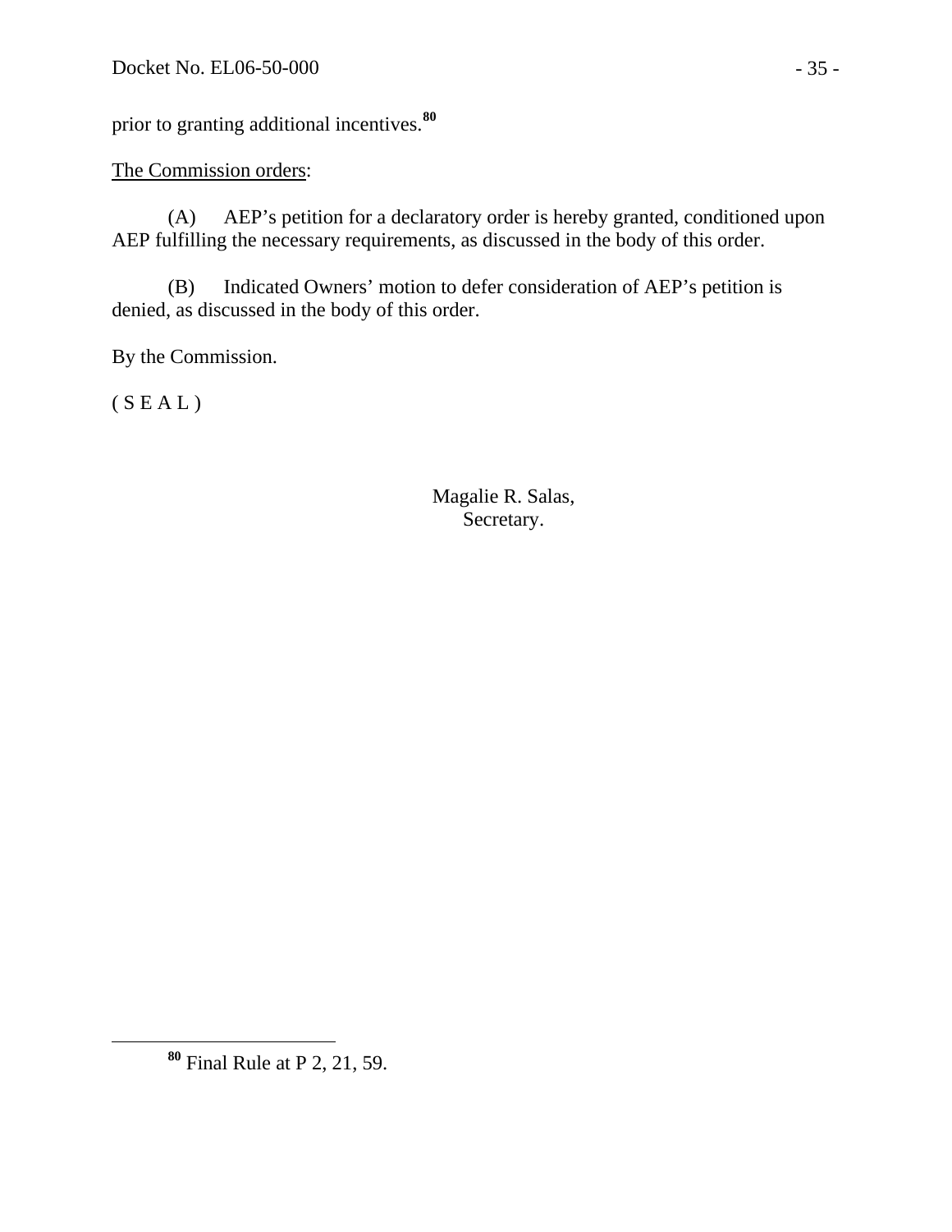prior to granting additional incentives.[80]

The Commission orders:

(A) AEP's petition for a declaratory order is hereby granted, conditioned upon AEP fulfilling the necessary requirements, as discussed in the body of this order.

(B) Indicated Owners' motion to defer consideration of AEP's petition is denied, as discussed in the body of this order.

By the Commission.

( S E A L )

Magalie R. Salas,
Secretary.

---

[80] Final Rule at P 2, 21, 59.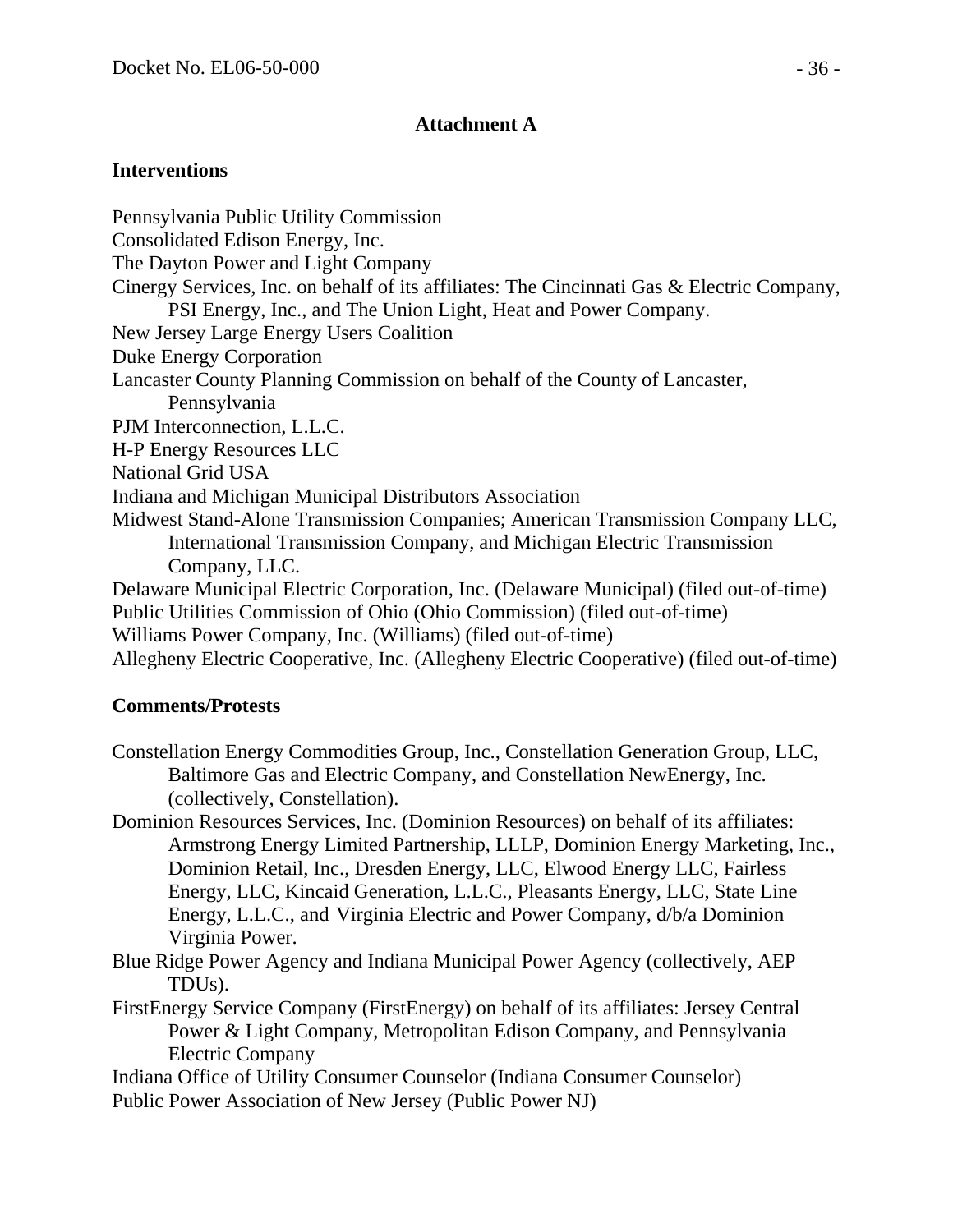**Attachment A**

**Interventions**

Pennsylvania Public Utility Commission
Consolidated Edison Energy, Inc.
The Dayton Power and Light Company
Cinergy Services, Inc. on behalf of its affiliates: The Cincinnati Gas & Electric Company, PSI Energy, Inc., and The Union Light, Heat and Power Company.
New Jersey Large Energy Users Coalition
Duke Energy Corporation
Lancaster County Planning Commission on behalf of the County of Lancaster, Pennsylvania
PJM Interconnection, L.L.C.
H-P Energy Resources LLC
National Grid USA
Indiana and Michigan Municipal Distributors Association
Midwest Stand-Alone Transmission Companies; American Transmission Company LLC, International Transmission Company, and Michigan Electric Transmission Company, LLC.
Delaware Municipal Electric Corporation, Inc. (Delaware Municipal) (filed out-of-time)
Public Utilities Commission of Ohio (Ohio Commission) (filed out-of-time)
Williams Power Company, Inc. (Williams) (filed out-of-time)
Allegheny Electric Cooperative, Inc. (Allegheny Electric Cooperative) (filed out-of-time)

**Comments/Protests**

Constellation Energy Commodities Group, Inc., Constellation Generation Group, LLC, Baltimore Gas and Electric Company, and Constellation NewEnergy, Inc. (collectively, Constellation).
Dominion Resources Services, Inc. (Dominion Resources) on behalf of its affiliates: Armstrong Energy Limited Partnership, LLLP, Dominion Energy Marketing, Inc., Dominion Retail, Inc., Dresden Energy, LLC, Elwood Energy LLC, Fairless Energy, LLC, Kincaid Generation, L.L.C., Pleasants Energy, LLC, State Line Energy, L.L.C., and Virginia Electric and Power Company, d/b/a Dominion Virginia Power.
Blue Ridge Power Agency and Indiana Municipal Power Agency (collectively, AEP TDUs).
FirstEnergy Service Company (FirstEnergy) on behalf of its affiliates: Jersey Central Power & Light Company, Metropolitan Edison Company, and Pennsylvania Electric Company
Indiana Office of Utility Consumer Counselor (Indiana Consumer Counselor)
Public Power Association of New Jersey (Public Power NJ)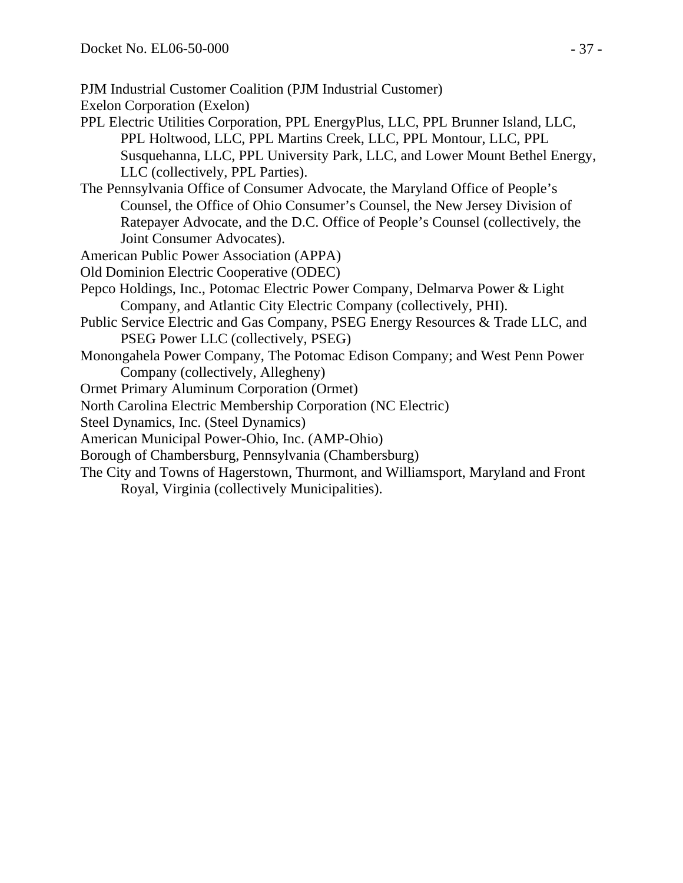PJM Industrial Customer Coalition (PJM Industrial Customer)

Exelon Corporation (Exelon)

PPL Electric Utilities Corporation, PPL EnergyPlus, LLC, PPL Brunner Island, LLC, PPL Holtwood, LLC, PPL Martins Creek, LLC, PPL Montour, LLC, PPL Susquehanna, LLC, PPL University Park, LLC, and Lower Mount Bethel Energy, LLC (collectively, PPL Parties).

The Pennsylvania Office of Consumer Advocate, the Maryland Office of People's Counsel, the Office of Ohio Consumer's Counsel, the New Jersey Division of Ratepayer Advocate, and the D.C. Office of People's Counsel (collectively, the Joint Consumer Advocates).

American Public Power Association (APPA)

Old Dominion Electric Cooperative (ODEC)

Pepco Holdings, Inc., Potomac Electric Power Company, Delmarva Power & Light Company, and Atlantic City Electric Company (collectively, PHI).

Public Service Electric and Gas Company, PSEG Energy Resources & Trade LLC, and PSEG Power LLC (collectively, PSEG)

Monongahela Power Company, The Potomac Edison Company; and West Penn Power Company (collectively, Allegheny)

Ormet Primary Aluminum Corporation (Ormet)

North Carolina Electric Membership Corporation (NC Electric)

Steel Dynamics, Inc. (Steel Dynamics)

American Municipal Power-Ohio, Inc. (AMP-Ohio)

Borough of Chambersburg, Pennsylvania (Chambersburg)

The City and Towns of Hagerstown, Thurmont, and Williamsport, Maryland and Front Royal, Virginia (collectively Municipalities).